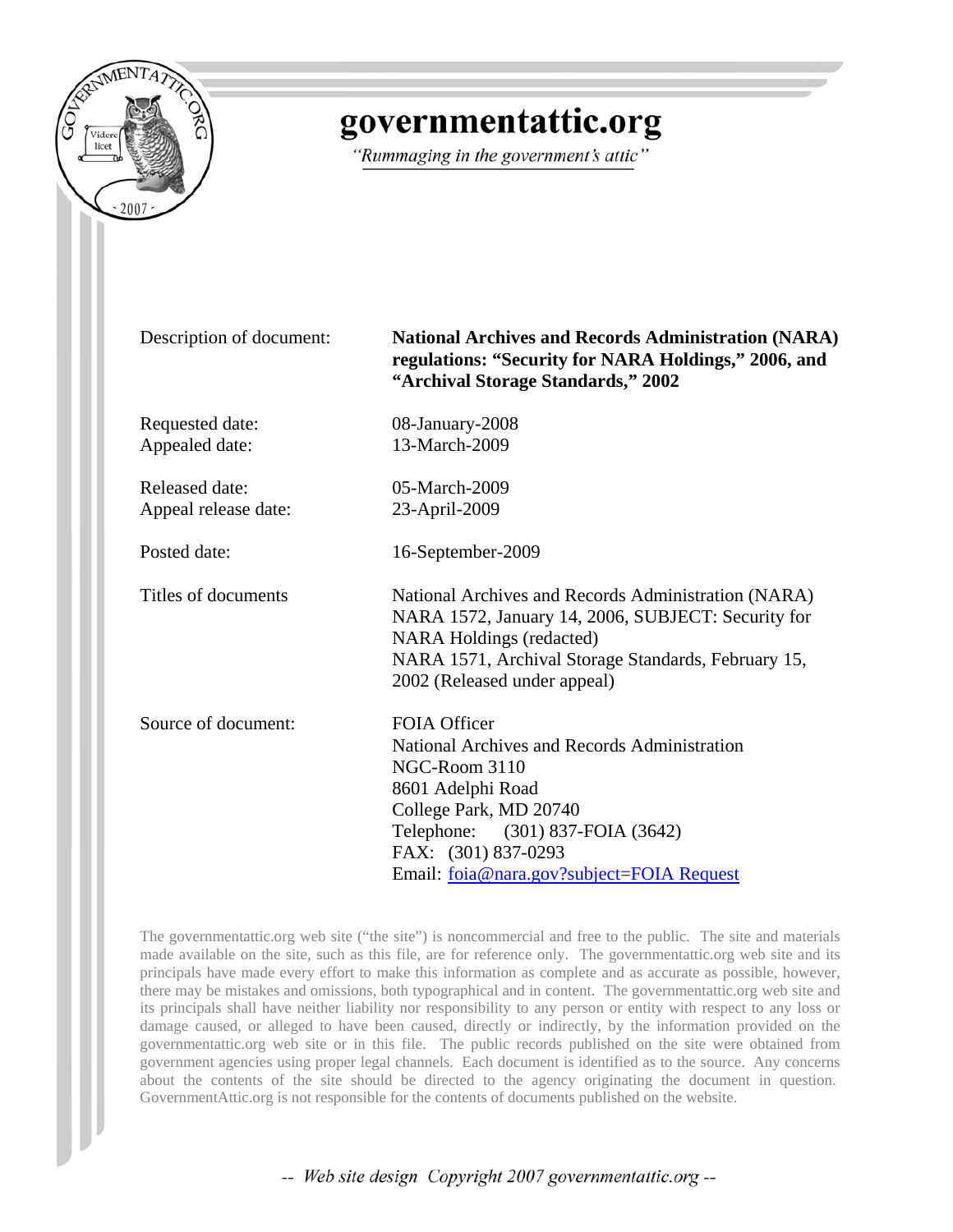# governmentattic.org

*"Rummaging in the government's attic"*

| | |
|---|---|
| Description of document: | **National Archives and Records Administration (NARA) regulations: "Security for NARA Holdings," 2006, and "Archival Storage Standards," 2002** |
| Requested date: | 08-January-2008 |
| Appealed date: | 13-March-2009 |
| Released date: | 05-March-2009 |
| Appeal release date: | 23-April-2009 |
| Posted date: | 16-September-2009 |
| Titles of documents | National Archives and Records Administration (NARA) NARA 1572, January 14, 2006, SUBJECT: Security for NARA Holdings (redacted)<br>NARA 1571, Archival Storage Standards, February 15, 2002 (Released under appeal) |
| Source of document: | FOIA Officer<br>National Archives and Records Administration<br>NGC-Room 3110<br>8601 Adelphi Road<br>College Park, MD 20740<br>Telephone: (301) 837-FOIA (3642)<br>FAX: (301) 837-0293<br>Email: foia@nara.gov?subject=FOIA Request |

The governmentattic.org web site ("the site") is noncommercial and free to the public. The site and materials made available on the site, such as this file, are for reference only. The governmentattic.org web site and its principals have made every effort to make this information as complete and as accurate as possible, however, there may be mistakes and omissions, both typographical and in content. The governmentattic.org web site and its principals shall have neither liability nor responsibility to any person or entity with respect to any loss or damage caused, or alleged to have been caused, directly or indirectly, by the information provided on the governmentattic.org web site or in this file. The public records published on the site were obtained from government agencies using proper legal channels. Each document is identified as to the source. Any concerns about the contents of the site should be directed to the agency originating the document in question. GovernmentAttic.org is not responsible for the contents of documents published on the website.

*-- Web site design Copyright 2007 governmentattic.org --*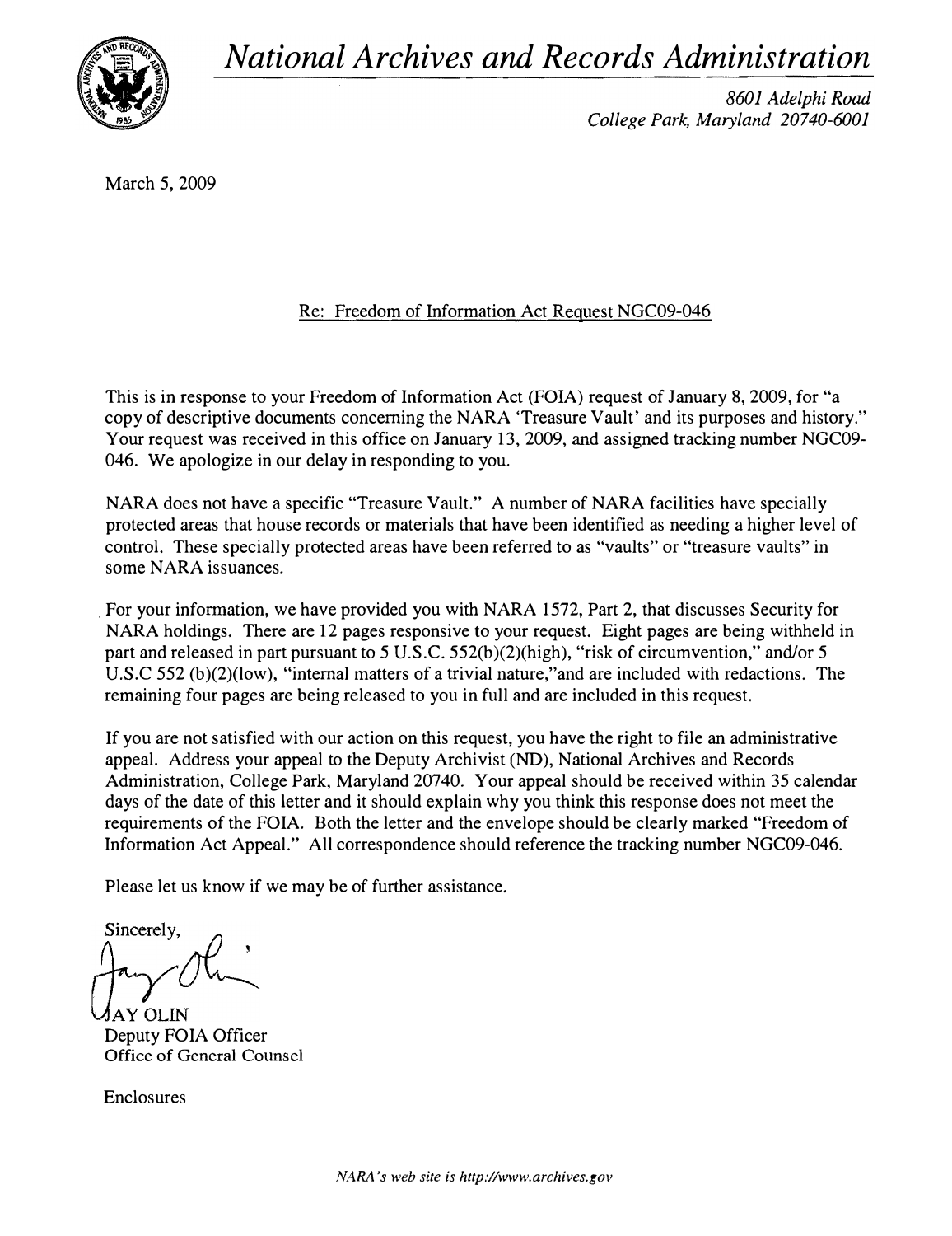# *National Archives and Records Administration*

*8601 Adelphi Road*
*College Park, Maryland 20740-6001*

March 5, 2009

Re: Freedom of Information Act Request NGC09-046

This is in response to your Freedom of Information Act (FOIA) request of January 8, 2009, for "a copy of descriptive documents concerning the NARA 'Treasure Vault' and its purposes and history." Your request was received in this office on January 13, 2009, and assigned tracking number NGC09-046. We apologize in our delay in responding to you.

NARA does not have a specific "Treasure Vault." A number of NARA facilities have specially protected areas that house records or materials that have been identified as needing a higher level of control. These specially protected areas have been referred to as "vaults" or "treasure vaults" in some NARA issuances.

For your information, we have provided you with NARA 1572, Part 2, that discusses Security for NARA holdings. There are 12 pages responsive to your request. Eight pages are being withheld in part and released in part pursuant to 5 U.S.C. 552(b)(2)(high), "risk of circumvention," and/or 5 U.S.C 552 (b)(2)(low), "internal matters of a trivial nature,"and are included with redactions. The remaining four pages are being released to you in full and are included in this request.

If you are not satisfied with our action on this request, you have the right to file an administrative appeal. Address your appeal to the Deputy Archivist (ND), National Archives and Records Administration, College Park, Maryland 20740. Your appeal should be received within 35 calendar days of the date of this letter and it should explain why you think this response does not meet the requirements of the FOIA. Both the letter and the envelope should be clearly marked "Freedom of Information Act Appeal." All correspondence should reference the tracking number NGC09-046.

Please let us know if we may be of further assistance.

Sincerely,

JAY OLIN
Deputy FOIA Officer
Office of General Counsel

Enclosures

*NARA's web site is http://www.archives.gov*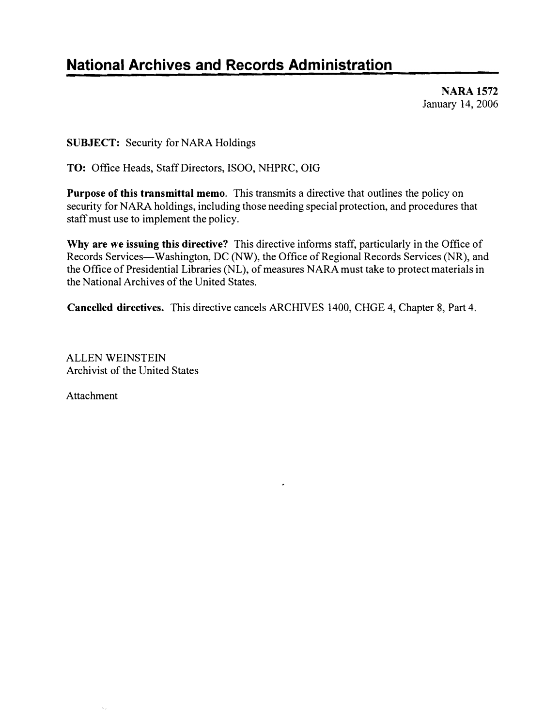# National Archives and Records Administration

**NARA 1572**
January 14, 2006

**SUBJECT:** Security for NARA Holdings

**TO:** Office Heads, Staff Directors, ISOO, NHPRC, OIG

**Purpose of this transmittal memo.** This transmits a directive that outlines the policy on security for NARA holdings, including those needing special protection, and procedures that staff must use to implement the policy.

**Why are we issuing this directive?** This directive informs staff, particularly in the Office of Records Services—Washington, DC (NW), the Office of Regional Records Services (NR), and the Office of Presidential Libraries (NL), of measures NARA must take to protect materials in the National Archives of the United States.

**Cancelled directives.** This directive cancels ARCHIVES 1400, CHGE 4, Chapter 8, Part 4.

ALLEN WEINSTEIN
Archivist of the United States

Attachment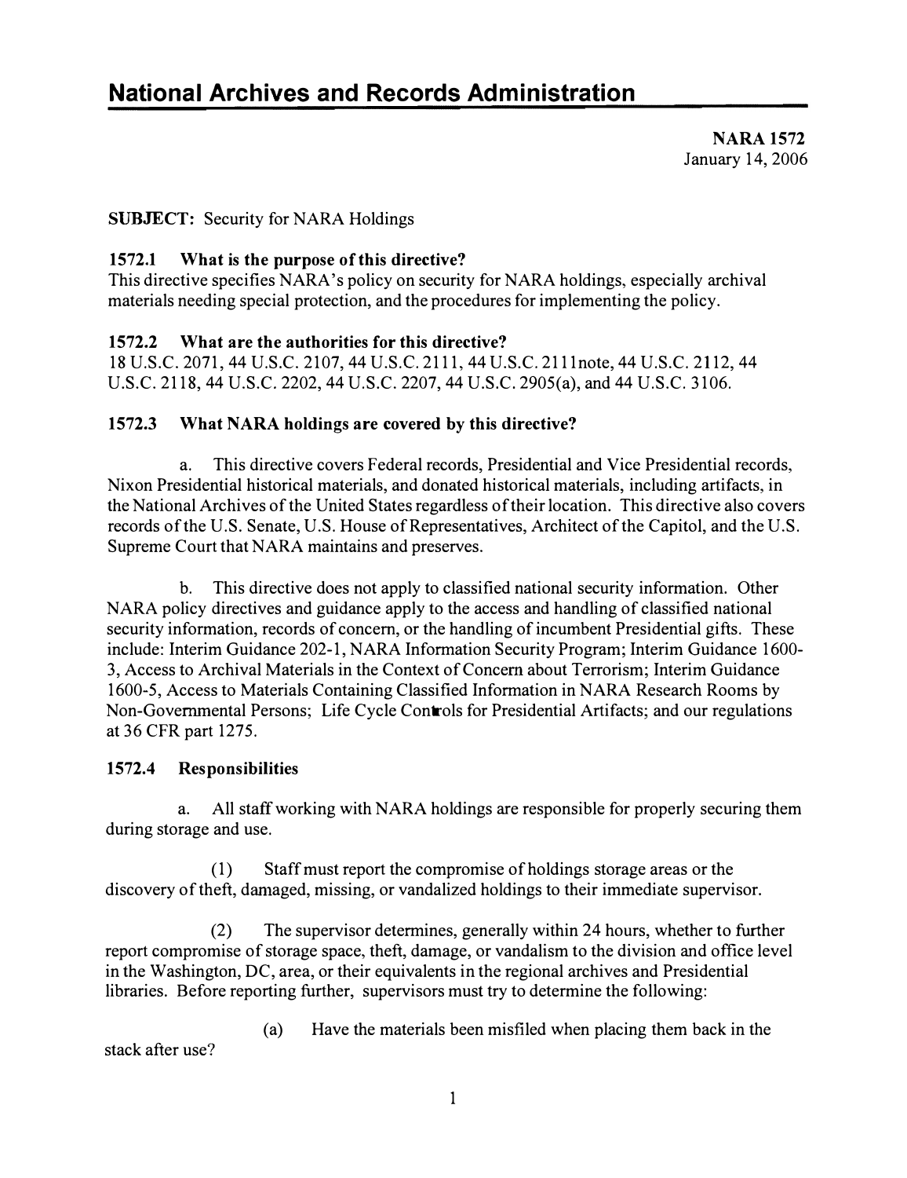# National Archives and Records Administration

**NARA 1572**
January 14, 2006

**SUBJECT:** Security for NARA Holdings

### 1572.1 What is the purpose of this directive?

This directive specifies NARA's policy on security for NARA holdings, especially archival materials needing special protection, and the procedures for implementing the policy.

### 1572.2 What are the authorities for this directive?

18 U.S.C. 2071, 44 U.S.C. 2107, 44 U.S.C. 2111, 44 U.S.C. 2111note, 44 U.S.C. 2112, 44 U.S.C. 2118, 44 U.S.C. 2202, 44 U.S.C. 2207, 44 U.S.C. 2905(a), and 44 U.S.C. 3106.

### 1572.3 What NARA holdings are covered by this directive?

a. This directive covers Federal records, Presidential and Vice Presidential records, Nixon Presidential historical materials, and donated historical materials, including artifacts, in the National Archives of the United States regardless of their location. This directive also covers records of the U.S. Senate, U.S. House of Representatives, Architect of the Capitol, and the U.S. Supreme Court that NARA maintains and preserves.

b. This directive does not apply to classified national security information. Other NARA policy directives and guidance apply to the access and handling of classified national security information, records of concern, or the handling of incumbent Presidential gifts. These include: Interim Guidance 202-1, NARA Information Security Program; Interim Guidance 1600-3, Access to Archival Materials in the Context of Concern about Terrorism; Interim Guidance 1600-5, Access to Materials Containing Classified Information in NARA Research Rooms by Non-Governmental Persons; Life Cycle Controls for Presidential Artifacts; and our regulations at 36 CFR part 1275.

### 1572.4 Responsibilities

a. All staff working with NARA holdings are responsible for properly securing them during storage and use.

(1) Staff must report the compromise of holdings storage areas or the discovery of theft, damaged, missing, or vandalized holdings to their immediate supervisor.

(2) The supervisor determines, generally within 24 hours, whether to further report compromise of storage space, theft, damage, or vandalism to the division and office level in the Washington, DC, area, or their equivalents in the regional archives and Presidential libraries. Before reporting further, supervisors must try to determine the following:

(a) Have the materials been misfiled when placing them back in the stack after use?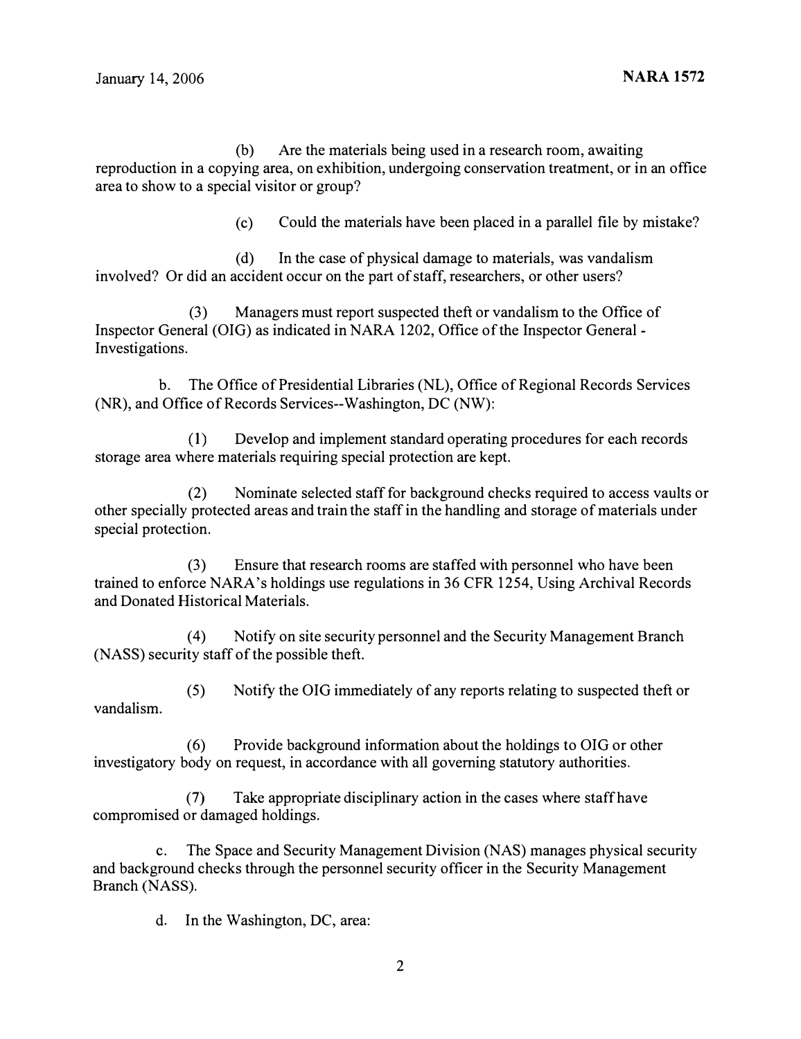(b) Are the materials being used in a research room, awaiting reproduction in a copying area, on exhibition, undergoing conservation treatment, or in an office area to show to a special visitor or group?

(c) Could the materials have been placed in a parallel file by mistake?

(d) In the case of physical damage to materials, was vandalism involved? Or did an accident occur on the part of staff, researchers, or other users?

(3) Managers must report suspected theft or vandalism to the Office of Inspector General (OIG) as indicated in NARA 1202, Office of the Inspector General - Investigations.

b. The Office of Presidential Libraries (NL), Office of Regional Records Services (NR), and Office of Records Services--Washington, DC (NW):

(1) Develop and implement standard operating procedures for each records storage area where materials requiring special protection are kept.

(2) Nominate selected staff for background checks required to access vaults or other specially protected areas and train the staff in the handling and storage of materials under special protection.

(3) Ensure that research rooms are staffed with personnel who have been trained to enforce NARA's holdings use regulations in 36 CFR 1254, Using Archival Records and Donated Historical Materials.

(4) Notify on site security personnel and the Security Management Branch (NASS) security staff of the possible theft.

(5) Notify the OIG immediately of any reports relating to suspected theft or vandalism.

(6) Provide background information about the holdings to OIG or other investigatory body on request, in accordance with all governing statutory authorities.

(7) Take appropriate disciplinary action in the cases where staff have compromised or damaged holdings.

c. The Space and Security Management Division (NAS) manages physical security and background checks through the personnel security officer in the Security Management Branch (NASS).

d. In the Washington, DC, area: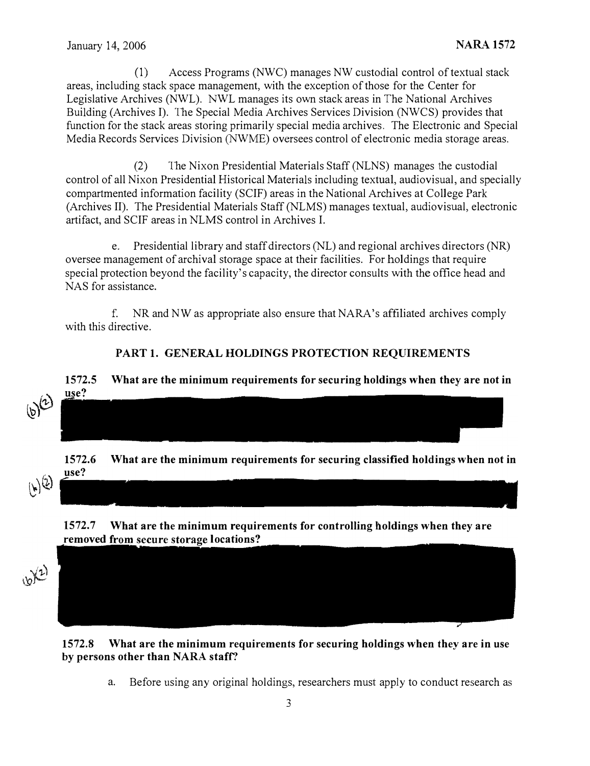(1) Access Programs (NWC) manages NW custodial control of textual stack areas, including stack space management, with the exception of those for the Center for Legislative Archives (NWL). NWL manages its own stack areas in The National Archives Building (Archives I). The Special Media Archives Services Division (NWCS) provides that function for the stack areas storing primarily special media archives. The Electronic and Special Media Records Services Division (NWME) oversees control of electronic media storage areas.

(2) The Nixon Presidential Materials Staff (NLNS) manages the custodial control of all Nixon Presidential Historical Materials including textual, audiovisual, and specially compartmented information facility (SCIF) areas in the National Archives at College Park (Archives II). The Presidential Materials Staff (NLMS) manages textual, audiovisual, electronic artifact, and SCIF areas in NLMS control in Archives I.

e. Presidential library and staff directors (NL) and regional archives directors (NR) oversee management of archival storage space at their facilities. For holdings that require special protection beyond the facility's capacity, the director consults with the office head and NAS for assistance.

f. NR and NW as appropriate also ensure that NARA's affiliated archives comply with this directive.

## PART 1. GENERAL HOLDINGS PROTECTION REQUIREMENTS

### 1572.5 What are the minimum requirements for securing holdings when they are not in use?

(b)(2) [REDACTED]

### 1572.6 What are the minimum requirements for securing classified holdings when not in use?

(b)(2) [REDACTED]

### 1572.7 What are the minimum requirements for controlling holdings when they are removed from secure storage locations?

(b)(2) [REDACTED]

### 1572.8 What are the minimum requirements for securing holdings when they are in use by persons other than NARA staff?

a. Before using any original holdings, researchers must apply to conduct research as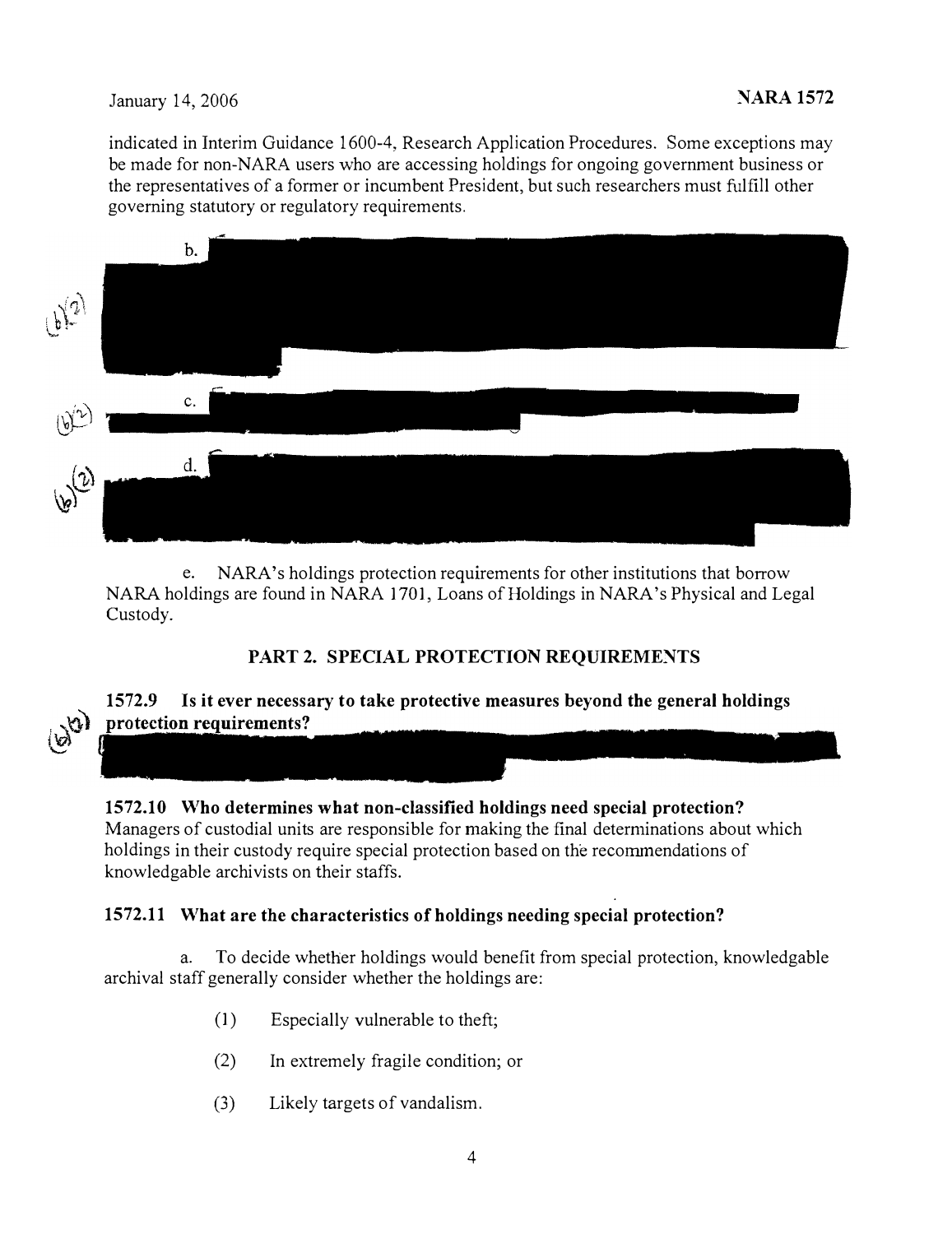indicated in Interim Guidance 1600-4, Research Application Procedures. Some exceptions may be made for non-NARA users who are accessing holdings for ongoing government business or the representatives of a former or incumbent President, but such researchers must fulfill other governing statutory or regulatory requirements.

b. [REDACTED] (b)(2)

c. [REDACTED] (b)(2)

d. [REDACTED] (b)(2)

e. NARA's holdings protection requirements for other institutions that borrow NARA holdings are found in NARA 1701, Loans of Holdings in NARA's Physical and Legal Custody.

## PART 2. SPECIAL PROTECTION REQUIREMENTS

### 1572.9 Is it ever necessary to take protective measures beyond the general holdings protection requirements?

[REDACTED] (b)(2)

### 1572.10 Who determines what non-classified holdings need special protection?

Managers of custodial units are responsible for making the final determinations about which holdings in their custody require special protection based on the recommendations of knowledgable archivists on their staffs.

### 1572.11 What are the characteristics of holdings needing special protection?

a. To decide whether holdings would benefit from special protection, knowledgable archival staff generally consider whether the holdings are:

(1) Especially vulnerable to theft;

(2) In extremely fragile condition; or

(3) Likely targets of vandalism.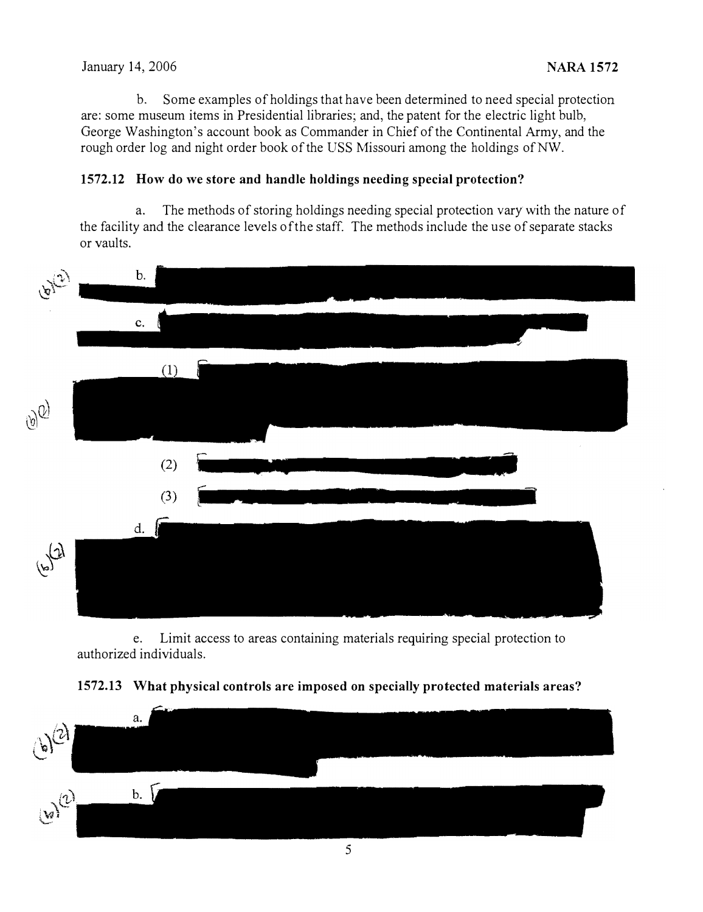b. Some examples of holdings that have been determined to need special protection are: some museum items in Presidential libraries; and, the patent for the electric light bulb, George Washington's account book as Commander in Chief of the Continental Army, and the rough order log and night order book of the USS Missouri among the holdings of NW.

### 1572.12 How do we store and handle holdings needing special protection?

a. The methods of storing holdings needing special protection vary with the nature of the facility and the clearance levels of the staff. The methods include the use of separate stacks or vaults.

(b)(2) b. [REDACTED]

c. [REDACTED]

(b)(2) (1) [REDACTED]

(2) [REDACTED]

(3) [REDACTED]

(b)(2) d. [REDACTED]

e. Limit access to areas containing materials requiring special protection to authorized individuals.

### 1572.13 What physical controls are imposed on specially protected materials areas?

(b)(2) a. [REDACTED]

(b)(2) b. [REDACTED]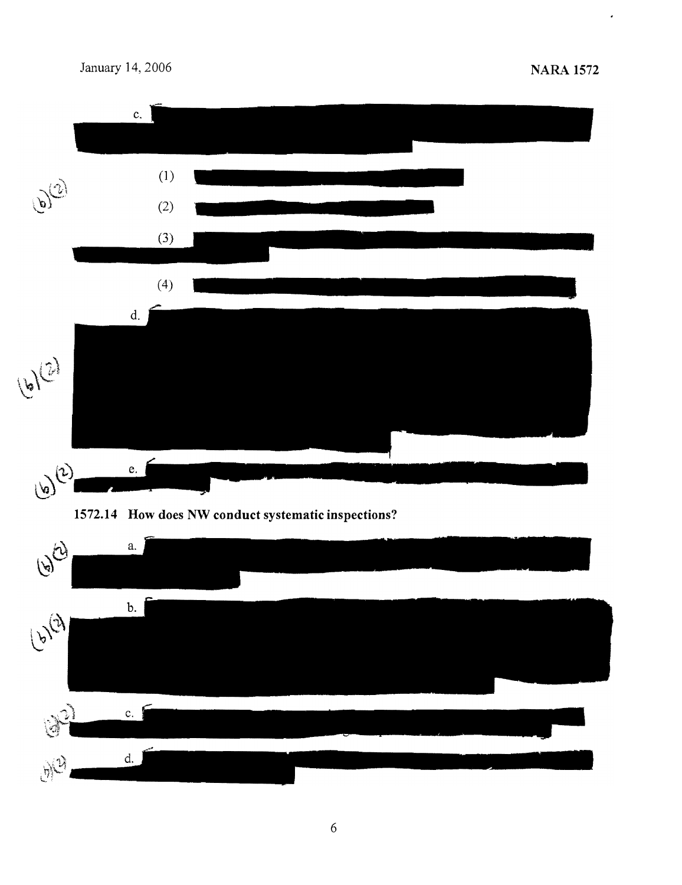c.

(1)

(2)

(3)

(4)

d.

e.

**1572.14 How does NW conduct systematic inspections?**

a.

b.

c.

d.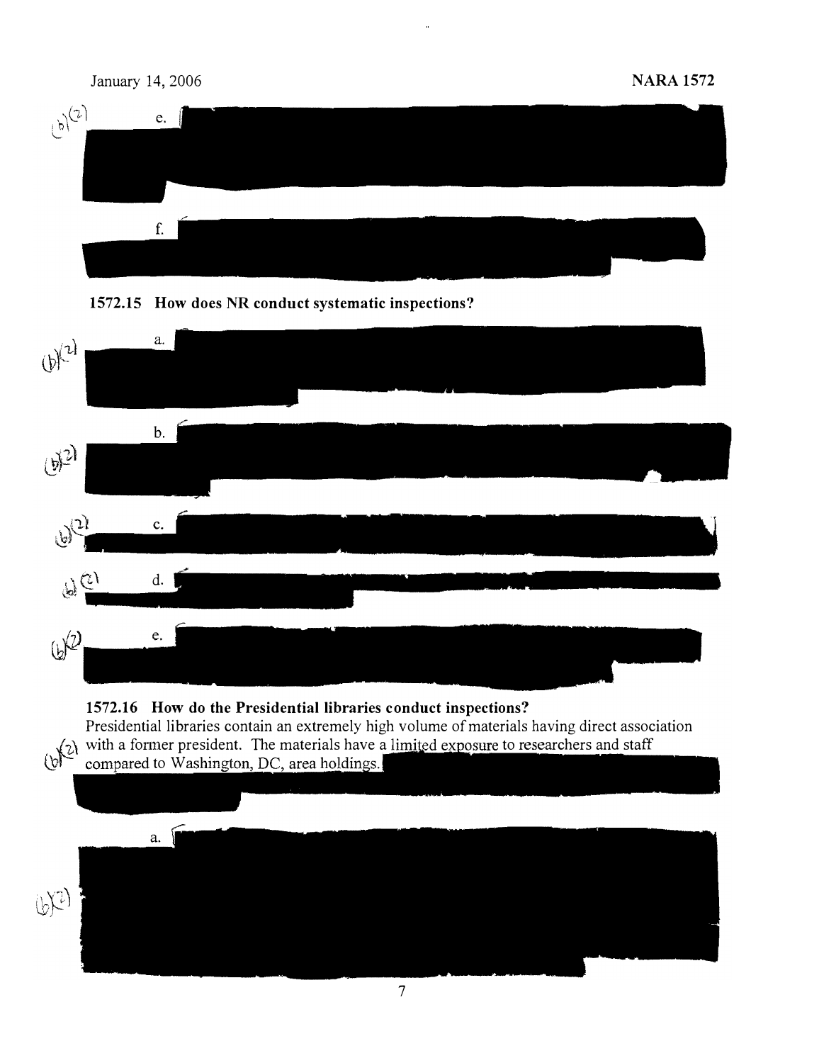(b)(2) e.

f.

**1572.15 How does NR conduct systematic inspections?**

(b)(2) a.

(b)(2) b.

(b)(2) c.

(b)(2) d.

(b)(2) e.

**1572.16 How do the Presidential libraries conduct inspections?**

Presidential libraries contain an extremely high volume of materials having direct association with a former president. The materials have a limited exposure to researchers and staff compared to Washington, DC, area holdings. (b)(2)

(b)(2) a.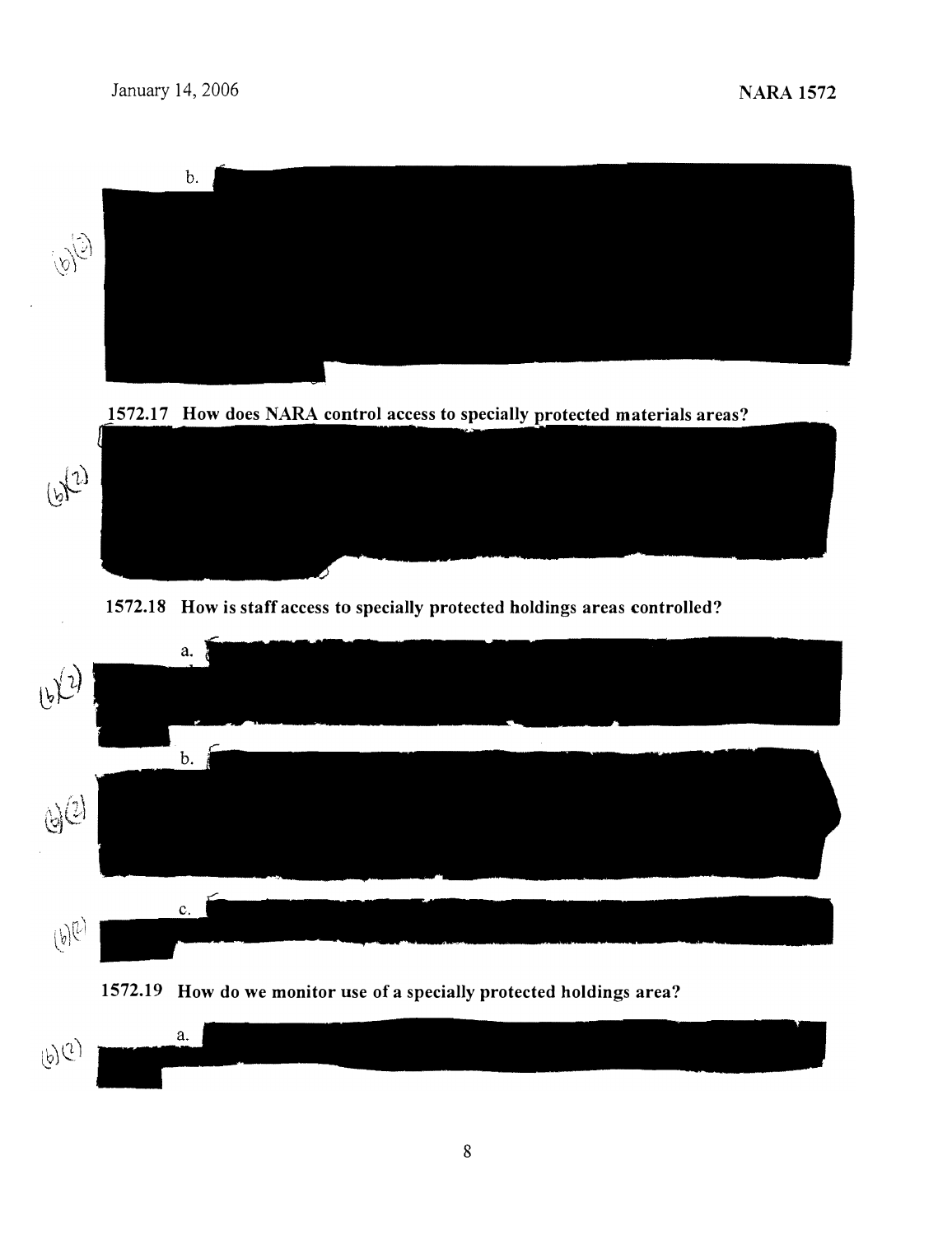b. 

(b)(2)

## 1572.17 How does NARA control access to specially protected materials areas?

(b)(2)

## 1572.18 How is staff access to specially protected holdings areas controlled?

a. 

(b)(2)

b. 

(b)(2)

c. 

(b)(2)

## 1572.19 How do we monitor use of a specially protected holdings area?

a. 

(b)(2)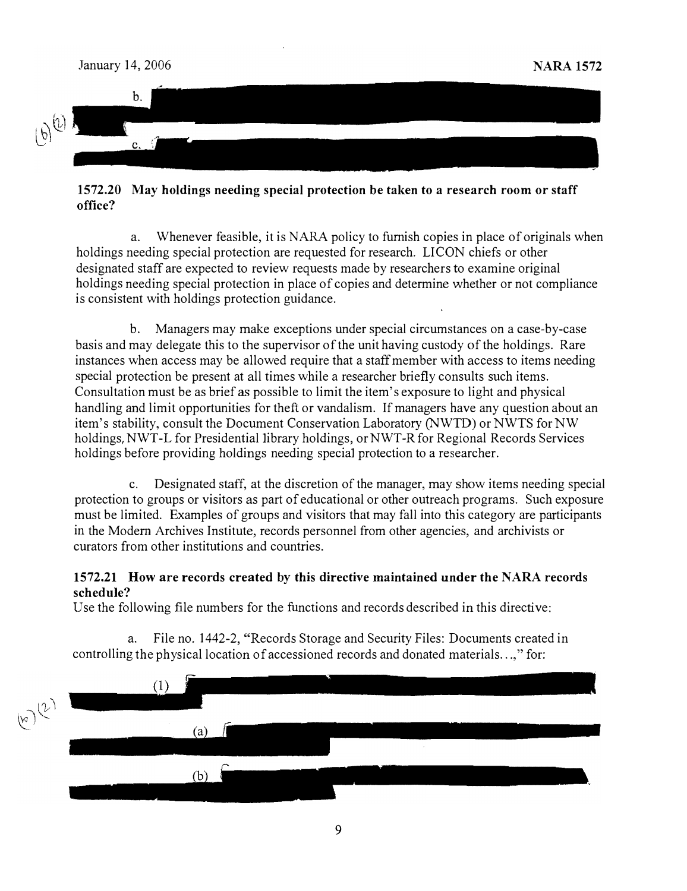b. [REDACTED]

(b)(2) [REDACTED]

c. [REDACTED]

**1572.20 May holdings needing special protection be taken to a research room or staff office?**

a. Whenever feasible, it is NARA policy to furnish copies in place of originals when holdings needing special protection are requested for research. LICON chiefs or other designated staff are expected to review requests made by researchers to examine original holdings needing special protection in place of copies and determine whether or not compliance is consistent with holdings protection guidance.

b. Managers may make exceptions under special circumstances on a case-by-case basis and may delegate this to the supervisor of the unit having custody of the holdings. Rare instances when access may be allowed require that a staff member with access to items needing special protection be present at all times while a researcher briefly consults such items. Consultation must be as brief as possible to limit the item's exposure to light and physical handling and limit opportunities for theft or vandalism. If managers have any question about an item's stability, consult the Document Conservation Laboratory (NWTD) or NWTS for NW holdings, NWT-L for Presidential library holdings, or NWT-R for Regional Records Services holdings before providing holdings needing special protection to a researcher.

c. Designated staff, at the discretion of the manager, may show items needing special protection to groups or visitors as part of educational or other outreach programs. Such exposure must be limited. Examples of groups and visitors that may fall into this category are participants in the Modern Archives Institute, records personnel from other agencies, and archivists or curators from other institutions and countries.

**1572.21 How are records created by this directive maintained under the NARA records schedule?**

Use the following file numbers for the functions and records described in this directive:

a. File no. 1442-2, "Records Storage and Security Files: Documents created in controlling the physical location of accessioned records and donated materials...," for:

(b)(2)

(1) [REDACTED]

(a) [REDACTED]

(b) [REDACTED]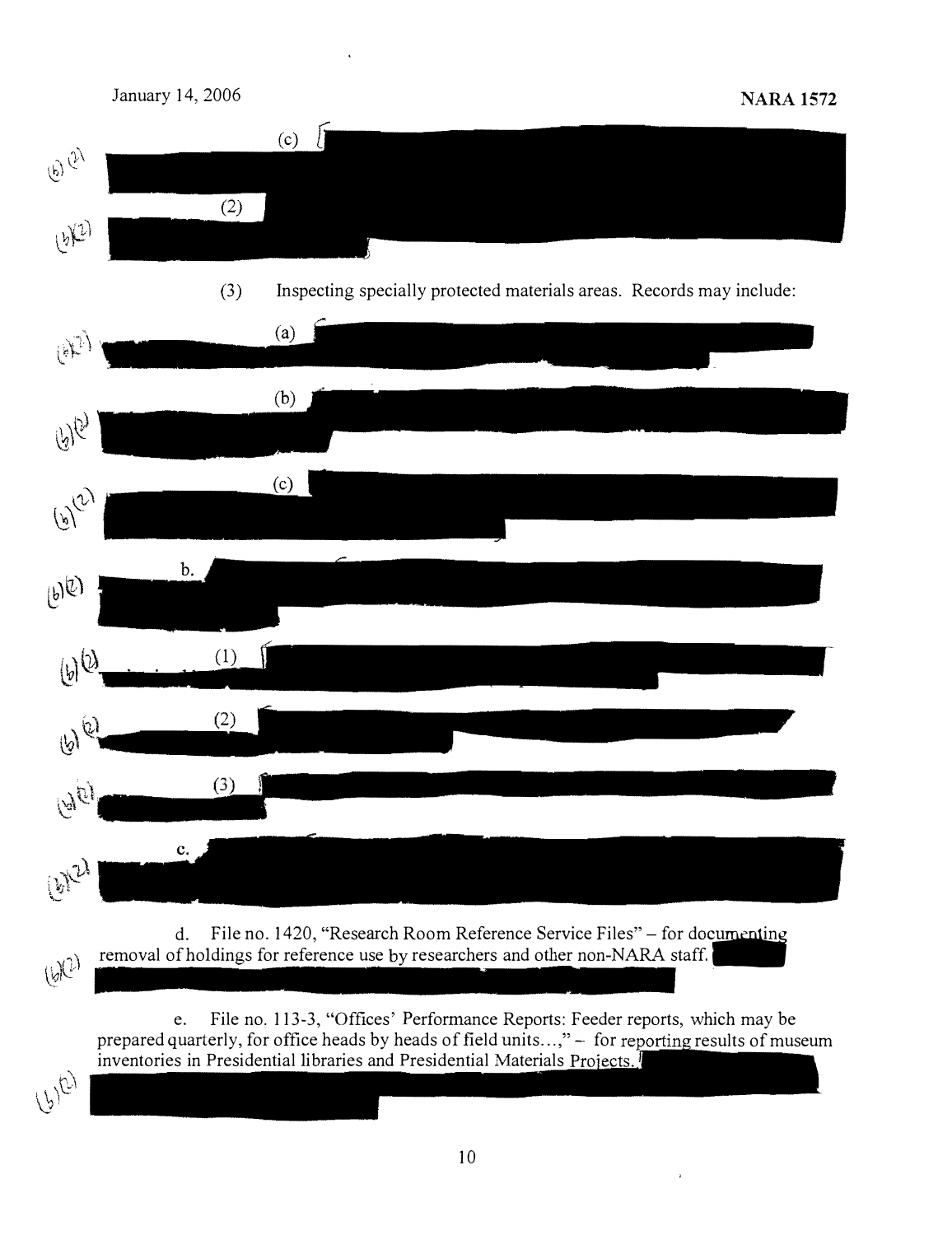(b)(2) (c)

(b)(2) (2)

(3) Inspecting specially protected materials areas. Records may include:

(b)(2) (a)

(b)(2) (b)

(b)(2) (c)

(b)(2) b.

(b)(2) (1)

(b)(2) (2)

(b)(2) (3)

(b)(2) c.

d. File no. 1420, "Research Room Reference Service Files" – for documenting removal of holdings for reference use by researchers and other non-NARA staff. (b)(2)

e. File no. 113-3, "Offices' Performance Reports: Feeder reports, which may be prepared quarterly, for office heads by heads of field units...," – for reporting results of museum inventories in Presidential libraries and Presidential Materials Projects. (b)(2)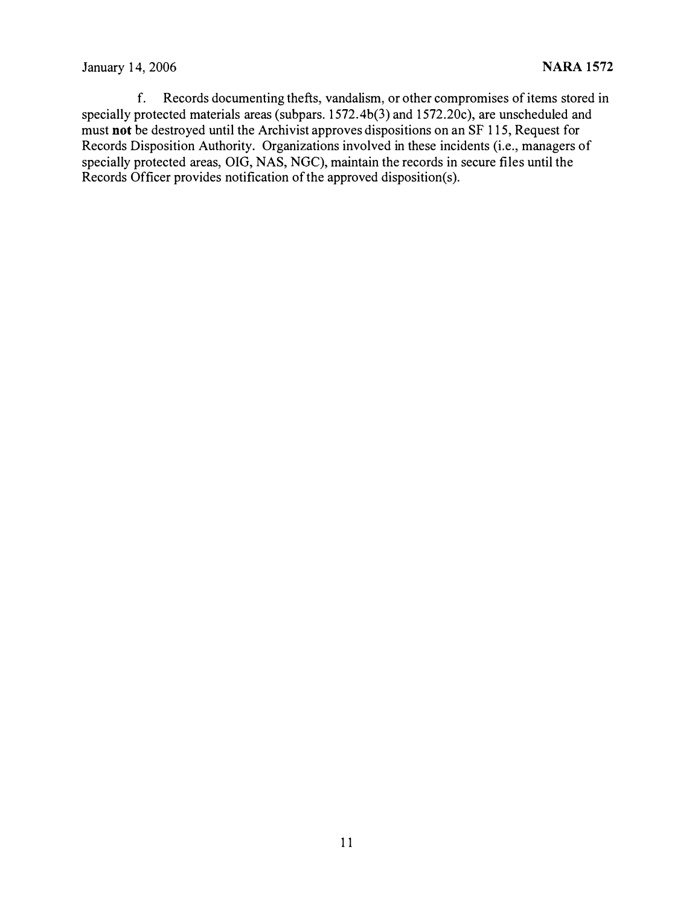f. Records documenting thefts, vandalism, or other compromises of items stored in specially protected materials areas (subpars. 1572.4b(3) and 1572.20c), are unscheduled and must **not** be destroyed until the Archivist approves dispositions on an SF 115, Request for Records Disposition Authority. Organizations involved in these incidents (i.e., managers of specially protected areas, OIG, NAS, NGC), maintain the records in secure files until the Records Officer provides notification of the approved disposition(s).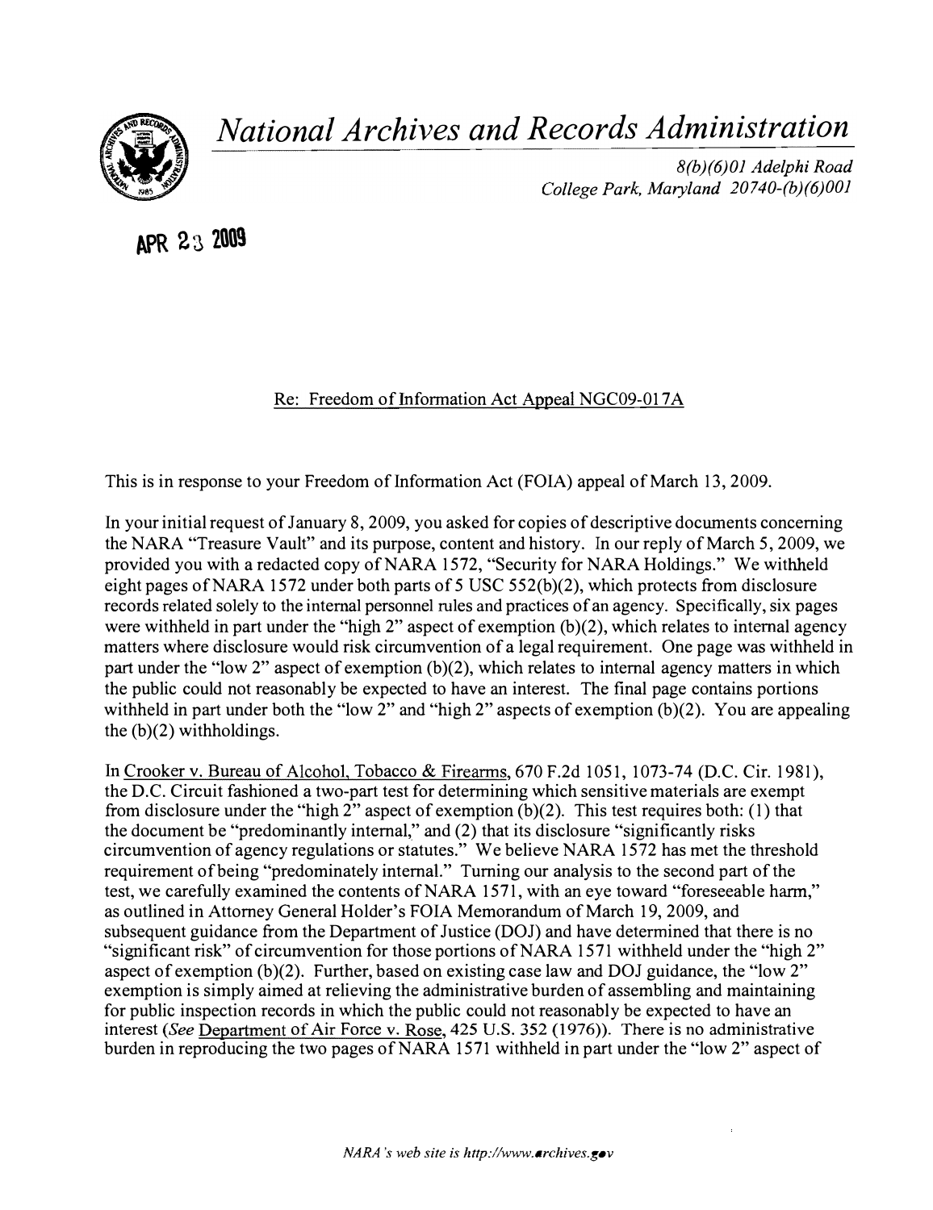# National Archives and Records Administration

*8(b)(6)01 Adelphi Road*
*College Park, Maryland 20740-(b)(6)001*

**APR 23 2009**

Re: Freedom of Information Act Appeal NGC09-017A

This is in response to your Freedom of Information Act (FOIA) appeal of March 13, 2009.

In your initial request of January 8, 2009, you asked for copies of descriptive documents concerning the NARA "Treasure Vault" and its purpose, content and history. In our reply of March 5, 2009, we provided you with a redacted copy of NARA 1572, "Security for NARA Holdings." We withheld eight pages of NARA 1572 under both parts of 5 USC 552(b)(2), which protects from disclosure records related solely to the internal personnel rules and practices of an agency. Specifically, six pages were withheld in part under the "high 2" aspect of exemption (b)(2), which relates to internal agency matters where disclosure would risk circumvention of a legal requirement. One page was withheld in part under the "low 2" aspect of exemption (b)(2), which relates to internal agency matters in which the public could not reasonably be expected to have an interest. The final page contains portions withheld in part under both the "low 2" and "high 2" aspects of exemption (b)(2). You are appealing the (b)(2) withholdings.

In Crooker v. Bureau of Alcohol, Tobacco & Firearms, 670 F.2d 1051, 1073-74 (D.C. Cir. 1981), the D.C. Circuit fashioned a two-part test for determining which sensitive materials are exempt from disclosure under the "high 2" aspect of exemption (b)(2). This test requires both: (1) that the document be "predominantly internal," and (2) that its disclosure "significantly risks circumvention of agency regulations or statutes." We believe NARA 1572 has met the threshold requirement of being "predominately internal." Turning our analysis to the second part of the test, we carefully examined the contents of NARA 1571, with an eye toward "foreseeable harm," as outlined in Attorney General Holder's FOIA Memorandum of March 19, 2009, and subsequent guidance from the Department of Justice (DOJ) and have determined that there is no "significant risk" of circumvention for those portions of NARA 1571 withheld under the "high 2" aspect of exemption (b)(2). Further, based on existing case law and DOJ guidance, the "low 2" exemption is simply aimed at relieving the administrative burden of assembling and maintaining for public inspection records in which the public could not reasonably be expected to have an interest (*See* Department of Air Force v. Rose, 425 U.S. 352 (1976)). There is no administrative burden in reproducing the two pages of NARA 1571 withheld in part under the "low 2" aspect of

*NARA's web site is http://www.archives.gov*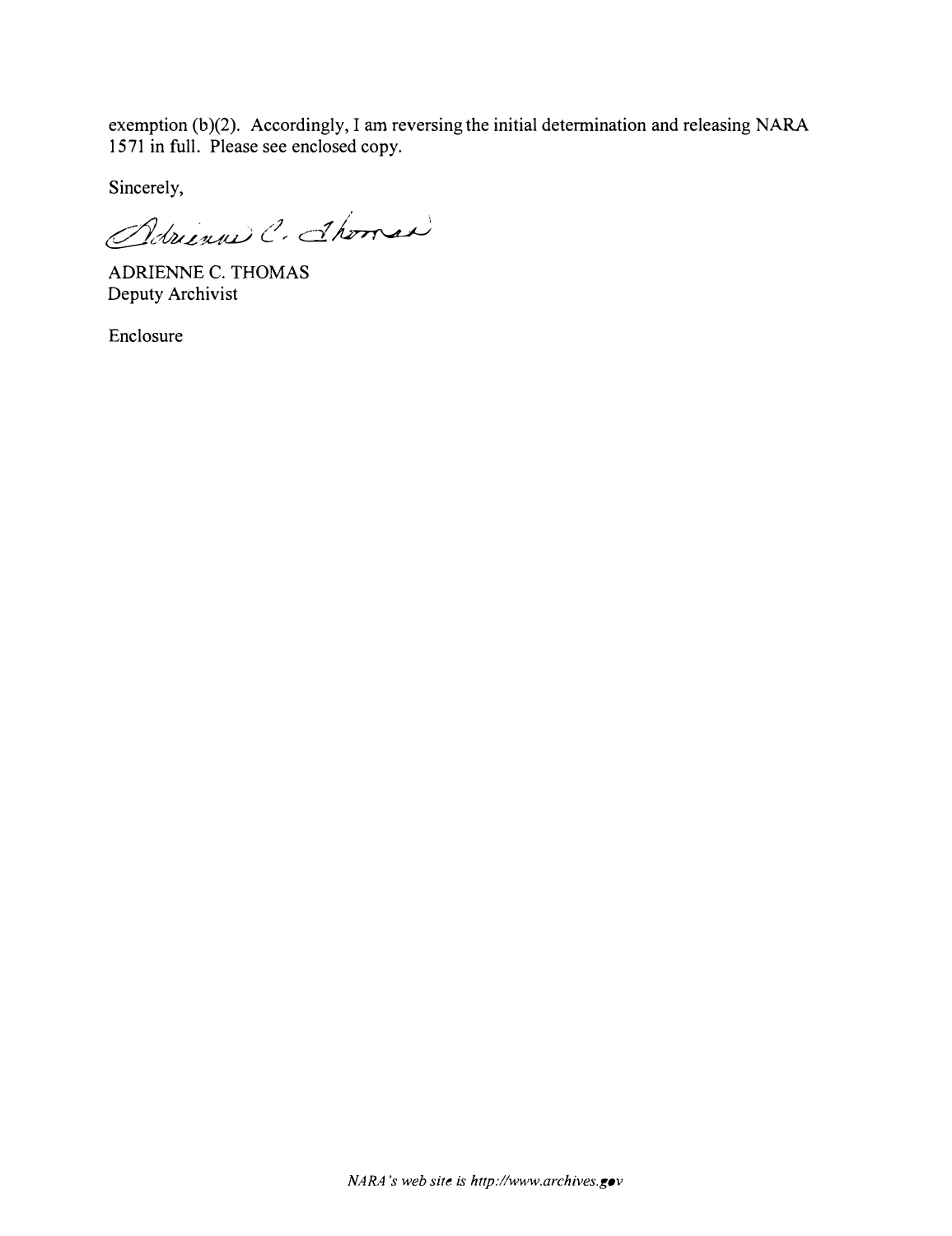exemption (b)(2). Accordingly, I am reversing the initial determination and releasing NARA 1571 in full. Please see enclosed copy.

Sincerely,

Adrienne C. Thomas

ADRIENNE C. THOMAS
Deputy Archivist

Enclosure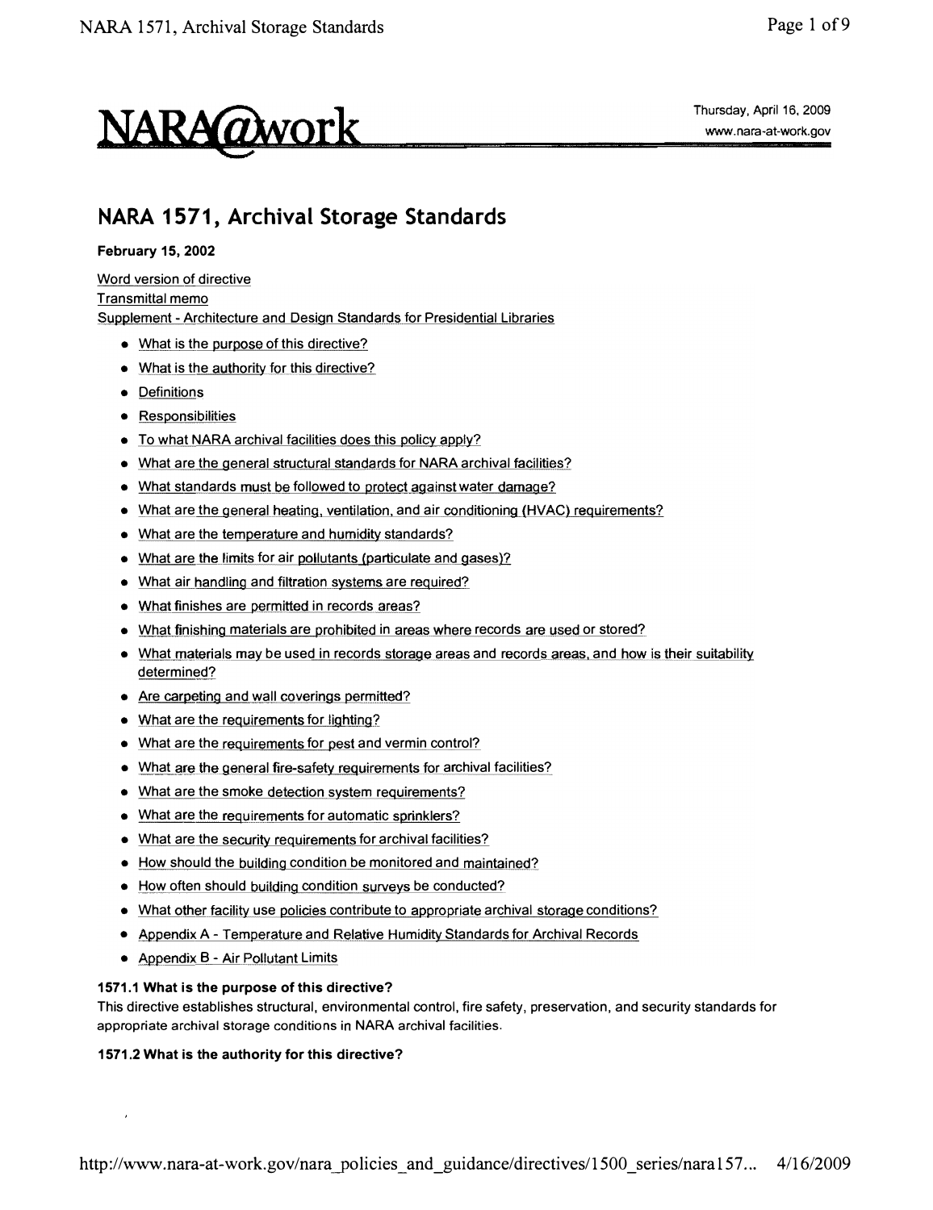NARA@work

Thursday, April 16, 2009
www.nara-at-work.gov

# NARA 1571, Archival Storage Standards

**February 15, 2002**

Word version of directive
Transmittal memo
Supplement - Architecture and Design Standards for Presidential Libraries

- What is the purpose of this directive?
- What is the authority for this directive?
- Definitions
- Responsibilities
- To what NARA archival facilities does this policy apply?
- What are the general structural standards for NARA archival facilities?
- What standards must be followed to protect against water damage?
- What are the general heating, ventilation, and air conditioning (HVAC) requirements?
- What are the temperature and humidity standards?
- What are the limits for air pollutants (particulate and gases)?
- What air handling and filtration systems are required?
- What finishes are permitted in records areas?
- What finishing materials are prohibited in areas where records are used or stored?
- What materials may be used in records storage areas and records areas, and how is their suitability determined?
- Are carpeting and wall coverings permitted?
- What are the requirements for lighting?
- What are the requirements for pest and vermin control?
- What are the general fire-safety requirements for archival facilities?
- What are the smoke detection system requirements?
- What are the requirements for automatic sprinklers?
- What are the security requirements for archival facilities?
- How should the building condition be monitored and maintained?
- How often should building condition surveys be conducted?
- What other facility use policies contribute to appropriate archival storage conditions?
- Appendix A - Temperature and Relative Humidity Standards for Archival Records
- Appendix B - Air Pollutant Limits

**1571.1 What is the purpose of this directive?**
This directive establishes structural, environmental control, fire safety, preservation, and security standards for appropriate archival storage conditions in NARA archival facilities.

**1571.2 What is the authority for this directive?**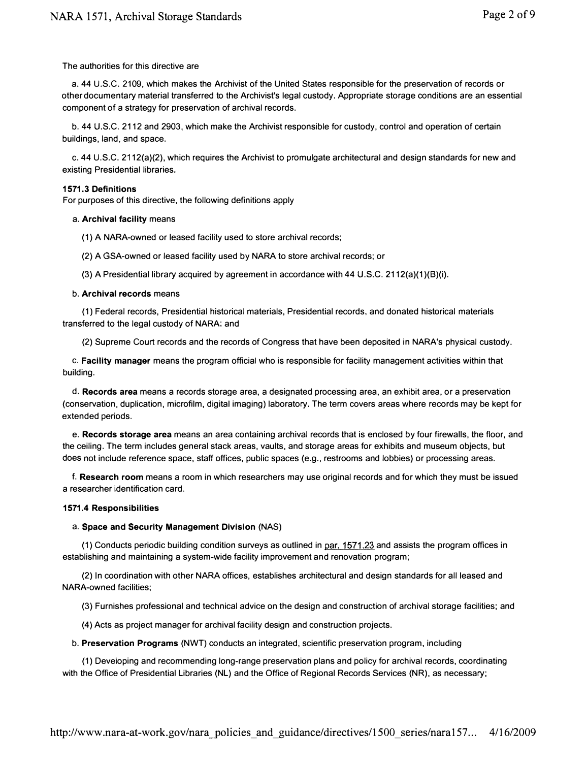The authorities for this directive are

a. 44 U.S.C. 2109, which makes the Archivist of the United States responsible for the preservation of records or other documentary material transferred to the Archivist's legal custody. Appropriate storage conditions are an essential component of a strategy for preservation of archival records.

b. 44 U.S.C. 2112 and 2903, which make the Archivist responsible for custody, control and operation of certain buildings, land, and space.

c. 44 U.S.C. 2112(a)(2), which requires the Archivist to promulgate architectural and design standards for new and existing Presidential libraries.

**1571.3 Definitions**

For purposes of this directive, the following definitions apply

a. **Archival facility** means

(1) A NARA-owned or leased facility used to store archival records;

(2) A GSA-owned or leased facility used by NARA to store archival records; or

(3) A Presidential library acquired by agreement in accordance with 44 U.S.C. 2112(a)(1)(B)(i).

b. **Archival records** means

(1) Federal records, Presidential historical materials, Presidential records, and donated historical materials transferred to the legal custody of NARA; and

(2) Supreme Court records and the records of Congress that have been deposited in NARA's physical custody.

c. **Facility manager** means the program official who is responsible for facility management activities within that building.

d. **Records area** means a records storage area, a designated processing area, an exhibit area, or a preservation (conservation, duplication, microfilm, digital imaging) laboratory. The term covers areas where records may be kept for extended periods.

e. **Records storage area** means an area containing archival records that is enclosed by four firewalls, the floor, and the ceiling. The term includes general stack areas, vaults, and storage areas for exhibits and museum objects, but does not include reference space, staff offices, public spaces (e.g., restrooms and lobbies) or processing areas.

f. **Research room** means a room in which researchers may use original records and for which they must be issued a researcher identification card.

**1571.4 Responsibilities**

a. **Space and Security Management Division** (NAS)

(1) Conducts periodic building condition surveys as outlined in par. 1571.23 and assists the program offices in establishing and maintaining a system-wide facility improvement and renovation program;

(2) In coordination with other NARA offices, establishes architectural and design standards for all leased and NARA-owned facilities;

(3) Furnishes professional and technical advice on the design and construction of archival storage facilities; and

(4) Acts as project manager for archival facility design and construction projects.

b. **Preservation Programs** (NWT) conducts an integrated, scientific preservation program, including

(1) Developing and recommending long-range preservation plans and policy for archival records, coordinating with the Office of Presidential Libraries (NL) and the Office of Regional Records Services (NR), as necessary;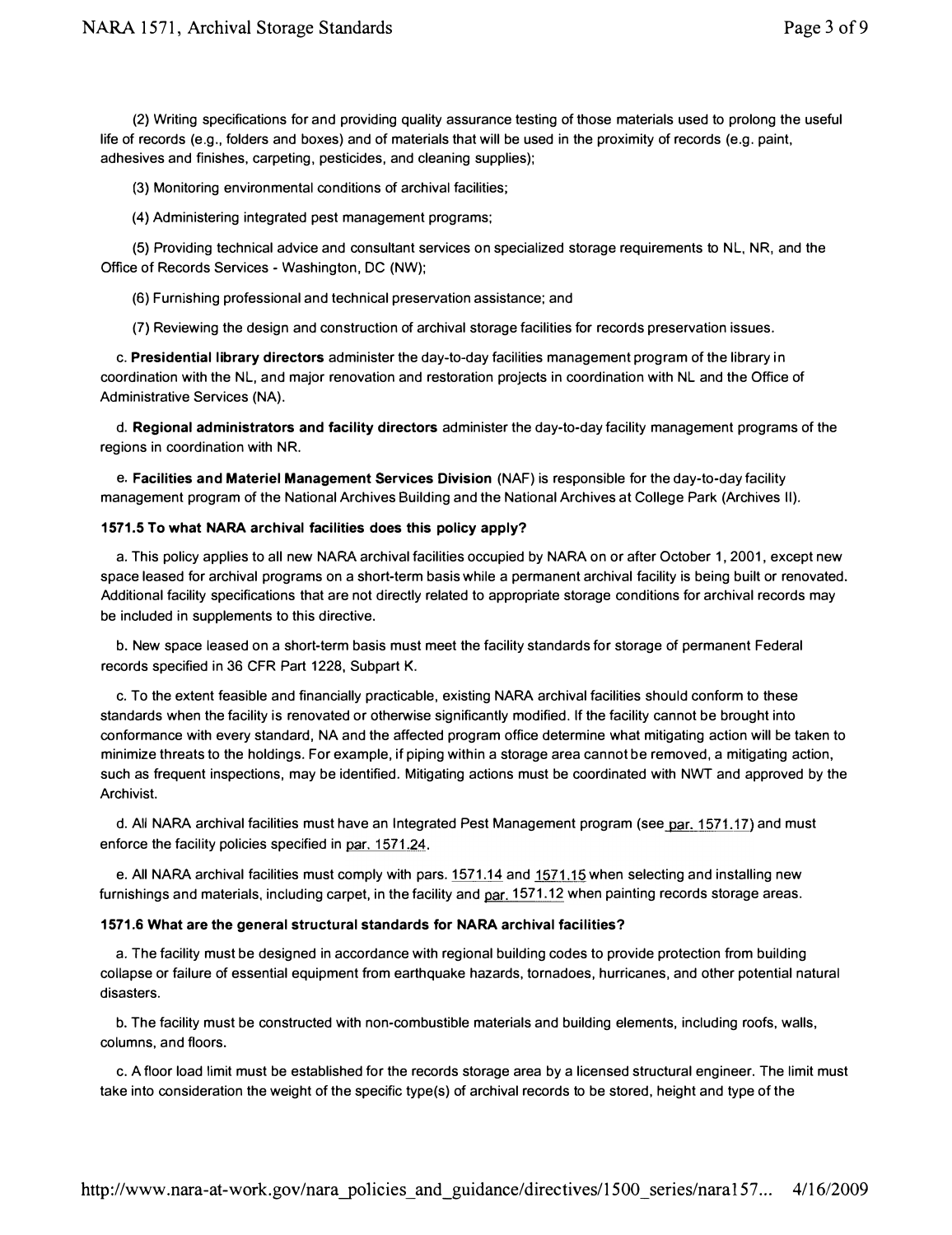(2) Writing specifications for and providing quality assurance testing of those materials used to prolong the useful life of records (e.g., folders and boxes) and of materials that will be used in the proximity of records (e.g. paint, adhesives and finishes, carpeting, pesticides, and cleaning supplies);

(3) Monitoring environmental conditions of archival facilities;

(4) Administering integrated pest management programs;

(5) Providing technical advice and consultant services on specialized storage requirements to NL, NR, and the Office of Records Services - Washington, DC (NW);

(6) Furnishing professional and technical preservation assistance; and

(7) Reviewing the design and construction of archival storage facilities for records preservation issues.

c. **Presidential library directors** administer the day-to-day facilities management program of the library in coordination with the NL, and major renovation and restoration projects in coordination with NL and the Office of Administrative Services (NA).

d. **Regional administrators and facility directors** administer the day-to-day facility management programs of the regions in coordination with NR.

e. **Facilities and Materiel Management Services Division** (NAF) is responsible for the day-to-day facility management program of the National Archives Building and the National Archives at College Park (Archives II).

**1571.5 To what NARA archival facilities does this policy apply?**

a. This policy applies to all new NARA archival facilities occupied by NARA on or after October 1, 2001, except new space leased for archival programs on a short-term basis while a permanent archival facility is being built or renovated. Additional facility specifications that are not directly related to appropriate storage conditions for archival records may be included in supplements to this directive.

b. New space leased on a short-term basis must meet the facility standards for storage of permanent Federal records specified in 36 CFR Part 1228, Subpart K.

c. To the extent feasible and financially practicable, existing NARA archival facilities should conform to these standards when the facility is renovated or otherwise significantly modified. If the facility cannot be brought into conformance with every standard, NA and the affected program office determine what mitigating action will be taken to minimize threats to the holdings. For example, if piping within a storage area cannot be removed, a mitigating action, such as frequent inspections, may be identified. Mitigating actions must be coordinated with NWT and approved by the Archivist.

d. All NARA archival facilities must have an Integrated Pest Management program (see par. 1571.17) and must enforce the facility policies specified in par. 1571.24.

e. All NARA archival facilities must comply with pars. 1571.14 and 1571.15 when selecting and installing new furnishings and materials, including carpet, in the facility and par. 1571.12 when painting records storage areas.

**1571.6 What are the general structural standards for NARA archival facilities?**

a. The facility must be designed in accordance with regional building codes to provide protection from building collapse or failure of essential equipment from earthquake hazards, tornadoes, hurricanes, and other potential natural disasters.

b. The facility must be constructed with non-combustible materials and building elements, including roofs, walls, columns, and floors.

c. A floor load limit must be established for the records storage area by a licensed structural engineer. The limit must take into consideration the weight of the specific type(s) of archival records to be stored, height and type of the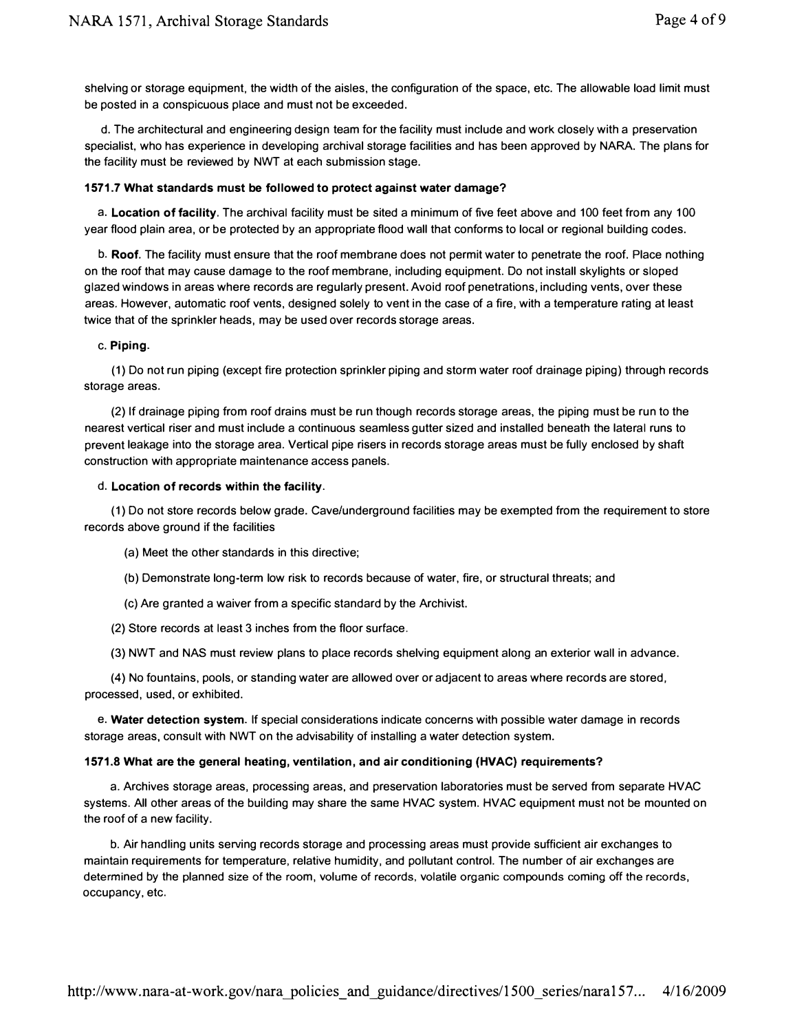shelving or storage equipment, the width of the aisles, the configuration of the space, etc. The allowable load limit must be posted in a conspicuous place and must not be exceeded.

d. The architectural and engineering design team for the facility must include and work closely with a preservation specialist, who has experience in developing archival storage facilities and has been approved by NARA. The plans for the facility must be reviewed by NWT at each submission stage.

**1571.7 What standards must be followed to protect against water damage?**

a. **Location of facility**. The archival facility must be sited a minimum of five feet above and 100 feet from any 100 year flood plain area, or be protected by an appropriate flood wall that conforms to local or regional building codes.

b. **Roof**. The facility must ensure that the roof membrane does not permit water to penetrate the roof. Place nothing on the roof that may cause damage to the roof membrane, including equipment. Do not install skylights or sloped glazed windows in areas where records are regularly present. Avoid roof penetrations, including vents, over these areas. However, automatic roof vents, designed solely to vent in the case of a fire, with a temperature rating at least twice that of the sprinkler heads, may be used over records storage areas.

c. **Piping**.

(1) Do not run piping (except fire protection sprinkler piping and storm water roof drainage piping) through records storage areas.

(2) If drainage piping from roof drains must be run though records storage areas, the piping must be run to the nearest vertical riser and must include a continuous seamless gutter sized and installed beneath the lateral runs to prevent leakage into the storage area. Vertical pipe risers in records storage areas must be fully enclosed by shaft construction with appropriate maintenance access panels.

d. **Location of records within the facility**.

(1) Do not store records below grade. Cave/underground facilities may be exempted from the requirement to store records above ground if the facilities

(a) Meet the other standards in this directive;

(b) Demonstrate long-term low risk to records because of water, fire, or structural threats; and

(c) Are granted a waiver from a specific standard by the Archivist.

(2) Store records at least 3 inches from the floor surface.

(3) NWT and NAS must review plans to place records shelving equipment along an exterior wall in advance.

(4) No fountains, pools, or standing water are allowed over or adjacent to areas where records are stored, processed, used, or exhibited.

e. **Water detection system**. If special considerations indicate concerns with possible water damage in records storage areas, consult with NWT on the advisability of installing a water detection system.

**1571.8 What are the general heating, ventilation, and air conditioning (HVAC) requirements?**

a. Archives storage areas, processing areas, and preservation laboratories must be served from separate HVAC systems. All other areas of the building may share the same HVAC system. HVAC equipment must not be mounted on the roof of a new facility.

b. Air handling units serving records storage and processing areas must provide sufficient air exchanges to maintain requirements for temperature, relative humidity, and pollutant control. The number of air exchanges are determined by the planned size of the room, volume of records, volatile organic compounds coming off the records, occupancy, etc.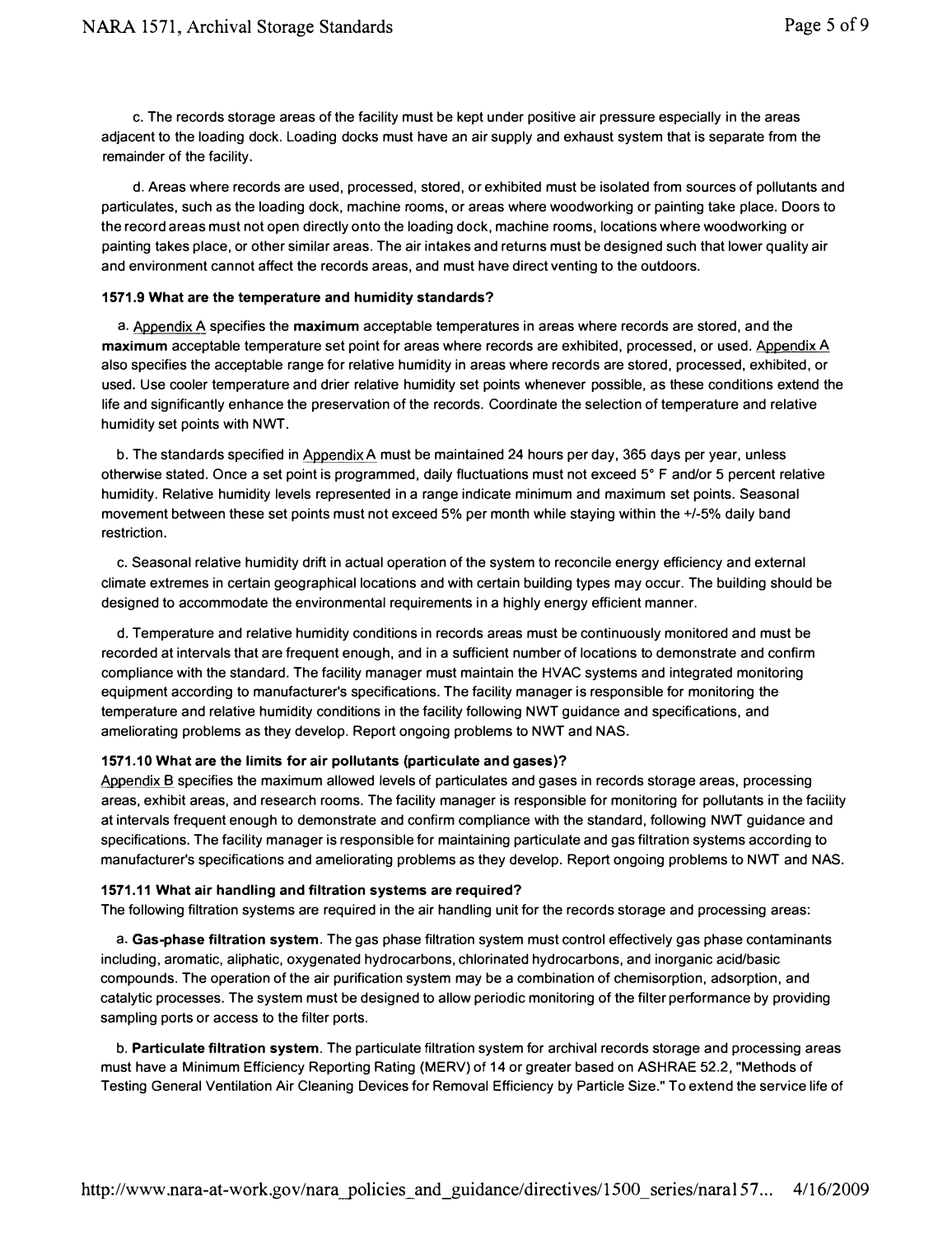c. The records storage areas of the facility must be kept under positive air pressure especially in the areas adjacent to the loading dock. Loading docks must have an air supply and exhaust system that is separate from the remainder of the facility.

d. Areas where records are used, processed, stored, or exhibited must be isolated from sources of pollutants and particulates, such as the loading dock, machine rooms, or areas where woodworking or painting take place. Doors to the record areas must not open directly onto the loading dock, machine rooms, locations where woodworking or painting takes place, or other similar areas. The air intakes and returns must be designed such that lower quality air and environment cannot affect the records areas, and must have direct venting to the outdoors.

### 1571.9 What are the temperature and humidity standards?

a. Appendix A specifies the **maximum** acceptable temperatures in areas where records are stored, and the **maximum** acceptable temperature set point for areas where records are exhibited, processed, or used. Appendix A also specifies the acceptable range for relative humidity in areas where records are stored, processed, exhibited, or used. Use cooler temperature and drier relative humidity set points whenever possible, as these conditions extend the life and significantly enhance the preservation of the records. Coordinate the selection of temperature and relative humidity set points with NWT.

b. The standards specified in Appendix A must be maintained 24 hours per day, 365 days per year, unless otherwise stated. Once a set point is programmed, daily fluctuations must not exceed 5° F and/or 5 percent relative humidity. Relative humidity levels represented in a range indicate minimum and maximum set points. Seasonal movement between these set points must not exceed 5% per month while staying within the +/-5% daily band restriction.

c. Seasonal relative humidity drift in actual operation of the system to reconcile energy efficiency and external climate extremes in certain geographical locations and with certain building types may occur. The building should be designed to accommodate the environmental requirements in a highly energy efficient manner.

d. Temperature and relative humidity conditions in records areas must be continuously monitored and must be recorded at intervals that are frequent enough, and in a sufficient number of locations to demonstrate and confirm compliance with the standard. The facility manager must maintain the HVAC systems and integrated monitoring equipment according to manufacturer's specifications. The facility manager is responsible for monitoring the temperature and relative humidity conditions in the facility following NWT guidance and specifications, and ameliorating problems as they develop. Report ongoing problems to NWT and NAS.

### 1571.10 What are the limits for air pollutants (particulate and gases)?

Appendix B specifies the maximum allowed levels of particulates and gases in records storage areas, processing areas, exhibit areas, and research rooms. The facility manager is responsible for monitoring for pollutants in the facility at intervals frequent enough to demonstrate and confirm compliance with the standard, following NWT guidance and specifications. The facility manager is responsible for maintaining particulate and gas filtration systems according to manufacturer's specifications and ameliorating problems as they develop. Report ongoing problems to NWT and NAS.

### 1571.11 What air handling and filtration systems are required?

The following filtration systems are required in the air handling unit for the records storage and processing areas:

a. **Gas-phase filtration system**. The gas phase filtration system must control effectively gas phase contaminants including, aromatic, aliphatic, oxygenated hydrocarbons, chlorinated hydrocarbons, and inorganic acid/basic compounds. The operation of the air purification system may be a combination of chemisorption, adsorption, and catalytic processes. The system must be designed to allow periodic monitoring of the filter performance by providing sampling ports or access to the filter ports.

b. **Particulate filtration system**. The particulate filtration system for archival records storage and processing areas must have a Minimum Efficiency Reporting Rating (MERV) of 14 or greater based on ASHRAE 52.2, "Methods of Testing General Ventilation Air Cleaning Devices for Removal Efficiency by Particle Size." To extend the service life of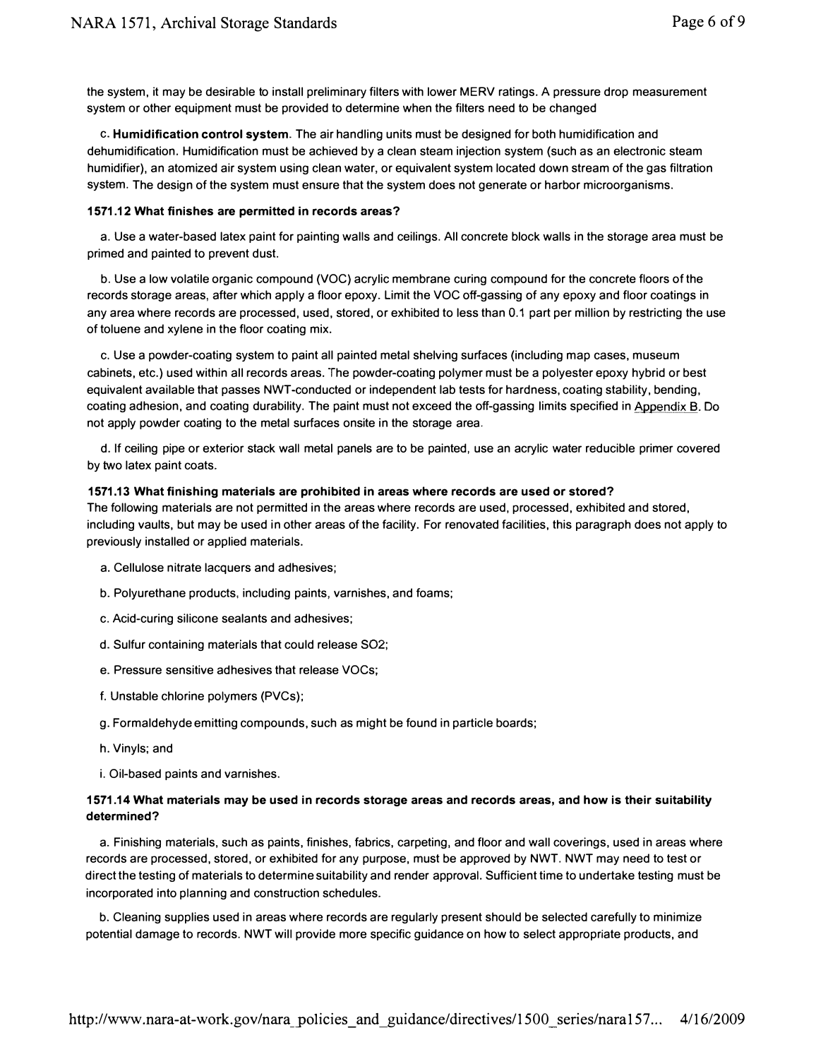the system, it may be desirable to install preliminary filters with lower MERV ratings. A pressure drop measurement system or other equipment must be provided to determine when the filters need to be changed

c. **Humidification control system**. The air handling units must be designed for both humidification and dehumidification. Humidification must be achieved by a clean steam injection system (such as an electronic steam humidifier), an atomized air system using clean water, or equivalent system located down stream of the gas filtration system. The design of the system must ensure that the system does not generate or harbor microorganisms.

**1571.12 What finishes are permitted in records areas?**

a. Use a water-based latex paint for painting walls and ceilings. All concrete block walls in the storage area must be primed and painted to prevent dust.

b. Use a low volatile organic compound (VOC) acrylic membrane curing compound for the concrete floors of the records storage areas, after which apply a floor epoxy. Limit the VOC off-gassing of any epoxy and floor coatings in any area where records are processed, used, stored, or exhibited to less than 0.1 part per million by restricting the use of toluene and xylene in the floor coating mix.

c. Use a powder-coating system to paint all painted metal shelving surfaces (including map cases, museum cabinets, etc.) used within all records areas. The powder-coating polymer must be a polyester epoxy hybrid or best equivalent available that passes NWT-conducted or independent lab tests for hardness, coating stability, bending, coating adhesion, and coating durability. The paint must not exceed the off-gassing limits specified in Appendix B. Do not apply powder coating to the metal surfaces onsite in the storage area.

d. If ceiling pipe or exterior stack wall metal panels are to be painted, use an acrylic water reducible primer covered by two latex paint coats.

**1571.13 What finishing materials are prohibited in areas where records are used or stored?**

The following materials are not permitted in the areas where records are used, processed, exhibited and stored, including vaults, but may be used in other areas of the facility. For renovated facilities, this paragraph does not apply to previously installed or applied materials.

a. Cellulose nitrate lacquers and adhesives;

b. Polyurethane products, including paints, varnishes, and foams;

c. Acid-curing silicone sealants and adhesives;

d. Sulfur containing materials that could release $SO_2$;

e. Pressure sensitive adhesives that release VOCs;

f. Unstable chlorine polymers (PVCs);

g. Formaldehyde emitting compounds, such as might be found in particle boards;

h. Vinyls; and

i. Oil-based paints and varnishes.

**1571.14 What materials may be used in records storage areas and records areas, and how is their suitability determined?**

a. Finishing materials, such as paints, finishes, fabrics, carpeting, and floor and wall coverings, used in areas where records are processed, stored, or exhibited for any purpose, must be approved by NWT. NWT may need to test or direct the testing of materials to determine suitability and render approval. Sufficient time to undertake testing must be incorporated into planning and construction schedules.

b. Cleaning supplies used in areas where records are regularly present should be selected carefully to minimize potential damage to records. NWT will provide more specific guidance on how to select appropriate products, and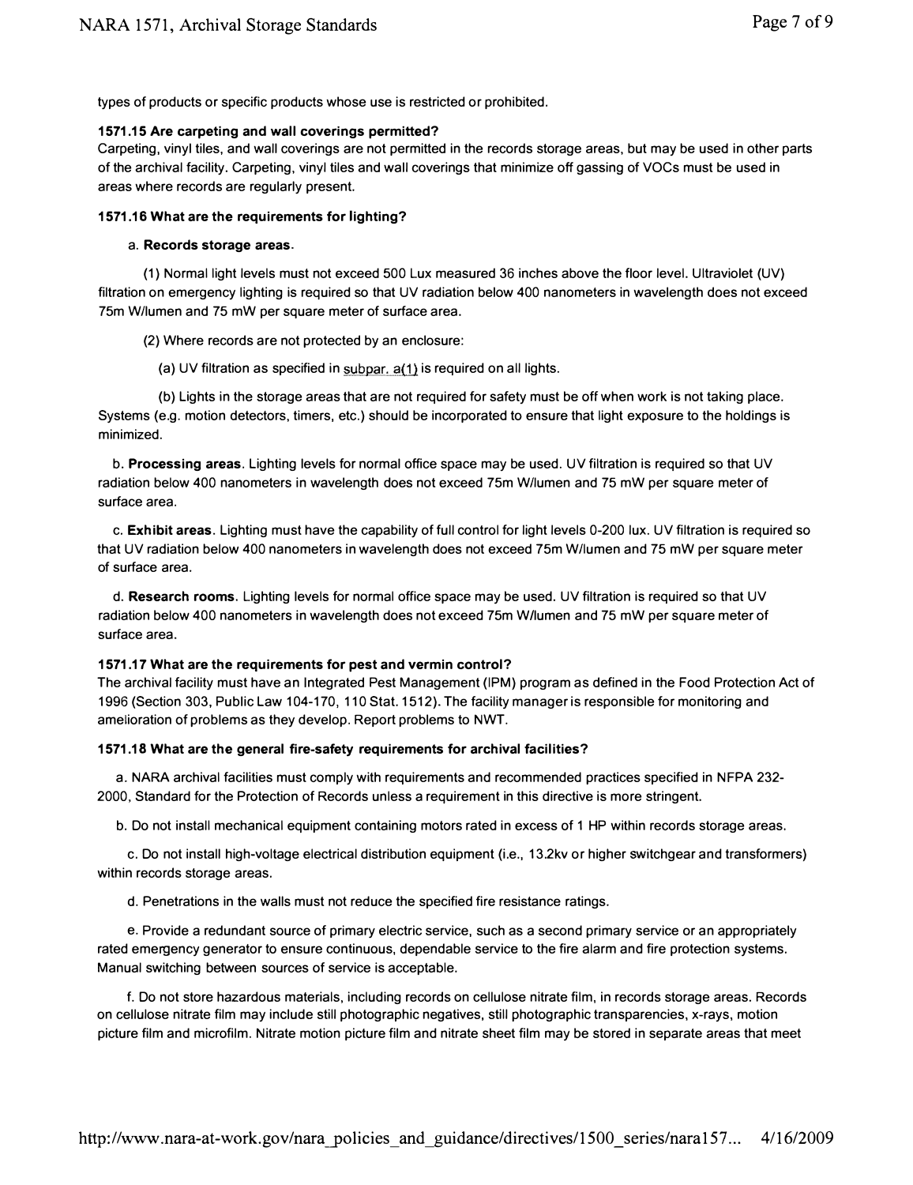types of products or specific products whose use is restricted or prohibited.

**1571.15 Are carpeting and wall coverings permitted?**
Carpeting, vinyl tiles, and wall coverings are not permitted in the records storage areas, but may be used in other parts of the archival facility. Carpeting, vinyl tiles and wall coverings that minimize off gassing of VOCs must be used in areas where records are regularly present.

**1571.16 What are the requirements for lighting?**

a. **Records storage areas**.

(1) Normal light levels must not exceed 500 Lux measured 36 inches above the floor level. Ultraviolet (UV) filtration on emergency lighting is required so that UV radiation below 400 nanometers in wavelength does not exceed 75m W/lumen and 75 mW per square meter of surface area.

(2) Where records are not protected by an enclosure:

(a) UV filtration as specified in subpar. a(1) is required on all lights.

(b) Lights in the storage areas that are not required for safety must be off when work is not taking place. Systems (e.g. motion detectors, timers, etc.) should be incorporated to ensure that light exposure to the holdings is minimized.

b. **Processing areas**. Lighting levels for normal office space may be used. UV filtration is required so that UV radiation below 400 nanometers in wavelength does not exceed 75m W/lumen and 75 mW per square meter of surface area.

c. **Exhibit areas**. Lighting must have the capability of full control for light levels 0-200 lux. UV filtration is required so that UV radiation below 400 nanometers in wavelength does not exceed 75m W/lumen and 75 mW per square meter of surface area.

d. **Research rooms**. Lighting levels for normal office space may be used. UV filtration is required so that UV radiation below 400 nanometers in wavelength does not exceed 75m W/lumen and 75 mW per square meter of surface area.

**1571.17 What are the requirements for pest and vermin control?**
The archival facility must have an Integrated Pest Management (IPM) program as defined in the Food Protection Act of 1996 (Section 303, Public Law 104-170, 110 Stat. 1512). The facility manager is responsible for monitoring and amelioration of problems as they develop. Report problems to NWT.

**1571.18 What are the general fire-safety requirements for archival facilities?**

a. NARA archival facilities must comply with requirements and recommended practices specified in NFPA 232-2000, Standard for the Protection of Records unless a requirement in this directive is more stringent.

b. Do not install mechanical equipment containing motors rated in excess of 1 HP within records storage areas.

c. Do not install high-voltage electrical distribution equipment (i.e., 13.2kv or higher switchgear and transformers) within records storage areas.

d. Penetrations in the walls must not reduce the specified fire resistance ratings.

e. Provide a redundant source of primary electric service, such as a second primary service or an appropriately rated emergency generator to ensure continuous, dependable service to the fire alarm and fire protection systems. Manual switching between sources of service is acceptable.

f. Do not store hazardous materials, including records on cellulose nitrate film, in records storage areas. Records on cellulose nitrate film may include still photographic negatives, still photographic transparencies, x-rays, motion picture film and microfilm. Nitrate motion picture film and nitrate sheet film may be stored in separate areas that meet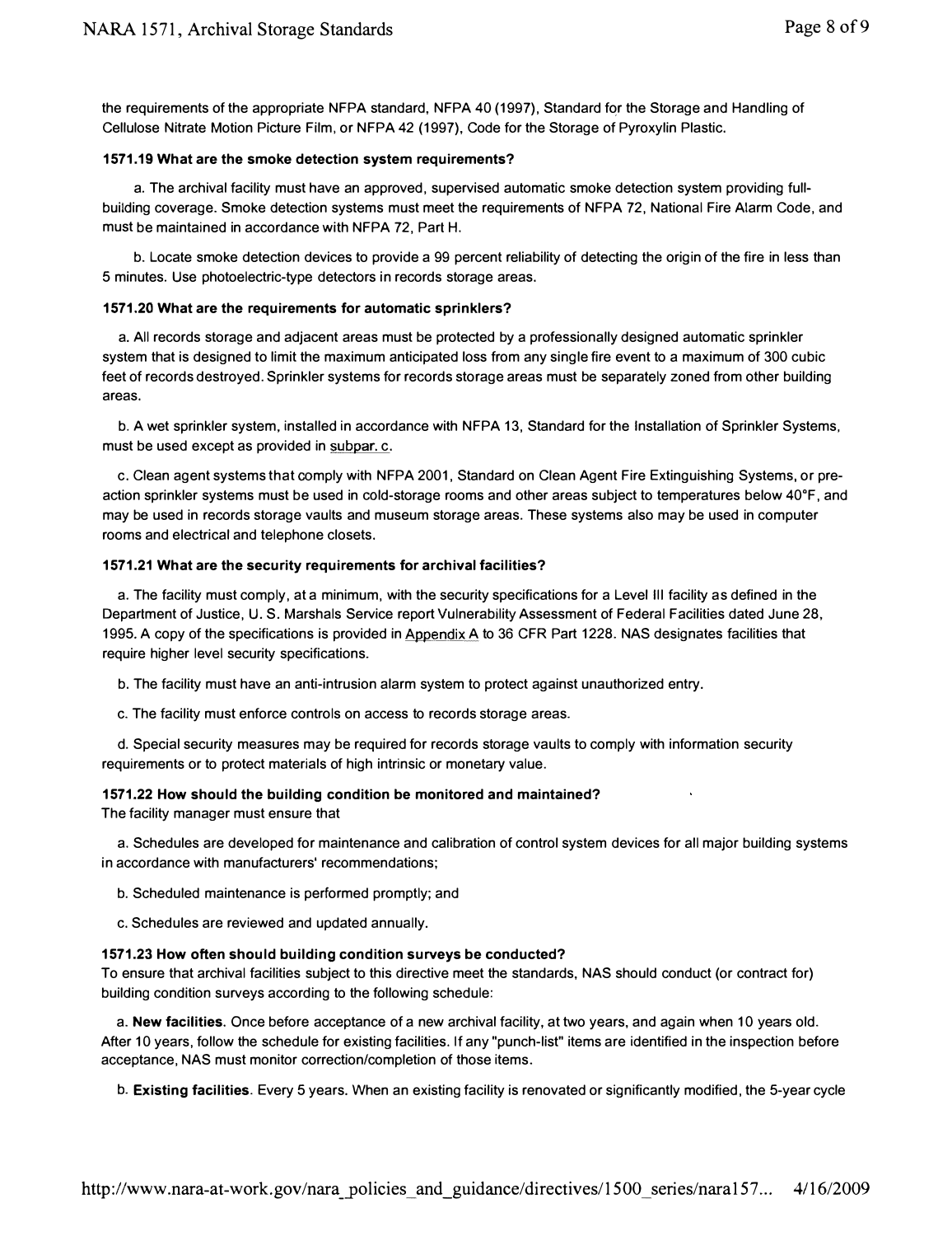the requirements of the appropriate NFPA standard, NFPA 40 (1997), Standard for the Storage and Handling of Cellulose Nitrate Motion Picture Film, or NFPA 42 (1997), Code for the Storage of Pyroxylin Plastic.

**1571.19 What are the smoke detection system requirements?**

a. The archival facility must have an approved, supervised automatic smoke detection system providing full-building coverage. Smoke detection systems must meet the requirements of NFPA 72, National Fire Alarm Code, and must be maintained in accordance with NFPA 72, Part H.

b. Locate smoke detection devices to provide a 99 percent reliability of detecting the origin of the fire in less than 5 minutes. Use photoelectric-type detectors in records storage areas.

**1571.20 What are the requirements for automatic sprinklers?**

a. All records storage and adjacent areas must be protected by a professionally designed automatic sprinkler system that is designed to limit the maximum anticipated loss from any single fire event to a maximum of 300 cubic feet of records destroyed. Sprinkler systems for records storage areas must be separately zoned from other building areas.

b. A wet sprinkler system, installed in accordance with NFPA 13, Standard for the Installation of Sprinkler Systems, must be used except as provided in subpar. c.

c. Clean agent systems that comply with NFPA 2001, Standard on Clean Agent Fire Extinguishing Systems, or pre-action sprinkler systems must be used in cold-storage rooms and other areas subject to temperatures below 40°F, and may be used in records storage vaults and museum storage areas. These systems also may be used in computer rooms and electrical and telephone closets.

**1571.21 What are the security requirements for archival facilities?**

a. The facility must comply, at a minimum, with the security specifications for a Level III facility as defined in the Department of Justice, U. S. Marshals Service report Vulnerability Assessment of Federal Facilities dated June 28, 1995. A copy of the specifications is provided in Appendix A to 36 CFR Part 1228. NAS designates facilities that require higher level security specifications.

b. The facility must have an anti-intrusion alarm system to protect against unauthorized entry.

c. The facility must enforce controls on access to records storage areas.

d. Special security measures may be required for records storage vaults to comply with information security requirements or to protect materials of high intrinsic or monetary value.

**1571.22 How should the building condition be monitored and maintained?**
The facility manager must ensure that

a. Schedules are developed for maintenance and calibration of control system devices for all major building systems in accordance with manufacturers' recommendations;

b. Scheduled maintenance is performed promptly; and

c. Schedules are reviewed and updated annually.

**1571.23 How often should building condition surveys be conducted?**
To ensure that archival facilities subject to this directive meet the standards, NAS should conduct (or contract for) building condition surveys according to the following schedule:

a. **New facilities**. Once before acceptance of a new archival facility, at two years, and again when 10 years old. After 10 years, follow the schedule for existing facilities. If any "punch-list" items are identified in the inspection before acceptance, NAS must monitor correction/completion of those items.

b. **Existing facilities**. Every 5 years. When an existing facility is renovated or significantly modified, the 5-year cycle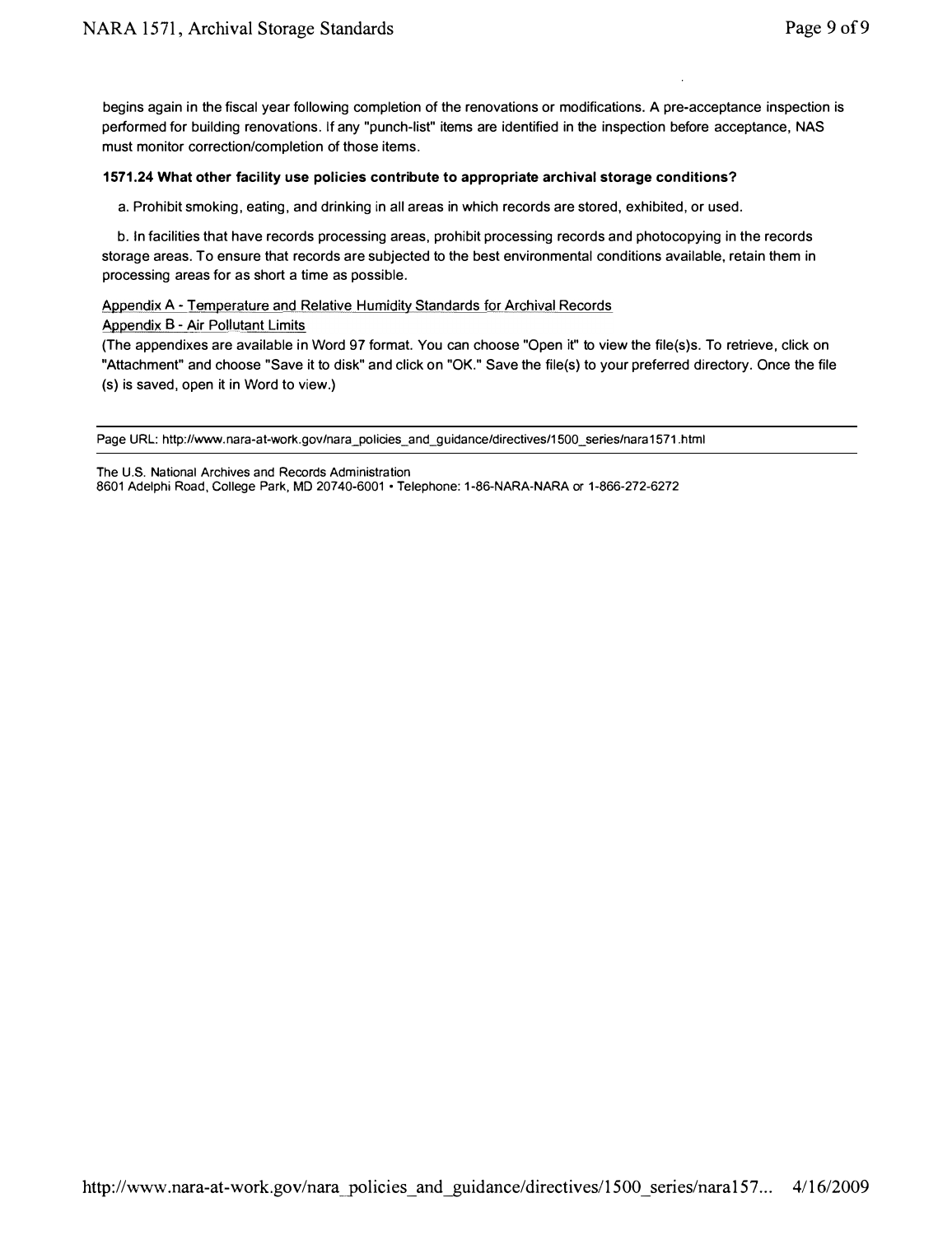begins again in the fiscal year following completion of the renovations or modifications. A pre-acceptance inspection is performed for building renovations. If any "punch-list" items are identified in the inspection before acceptance, NAS must monitor correction/completion of those items.

**1571.24 What other facility use policies contribute to appropriate archival storage conditions?**

a. Prohibit smoking, eating, and drinking in all areas in which records are stored, exhibited, or used.

b. In facilities that have records processing areas, prohibit processing records and photocopying in the records storage areas. To ensure that records are subjected to the best environmental conditions available, retain them in processing areas for as short a time as possible.

Appendix A - Temperature and Relative Humidity Standards for Archival Records
Appendix B - Air Pollutant Limits
(The appendixes are available in Word 97 format. You can choose "Open it" to view the file(s)s. To retrieve, click on "Attachment" and choose "Save it to disk" and click on "OK." Save the file(s) to your preferred directory. Once the file (s) is saved, open it in Word to view.)

---

Page URL: http://www.nara-at-work.gov/nara_policies_and_guidance/directives/1500_series/nara1571.html

---

The U.S. National Archives and Records Administration
8601 Adelphi Road, College Park, MD 20740-6001 • Telephone: 1-86-NARA-NARA or 1-866-272-6272